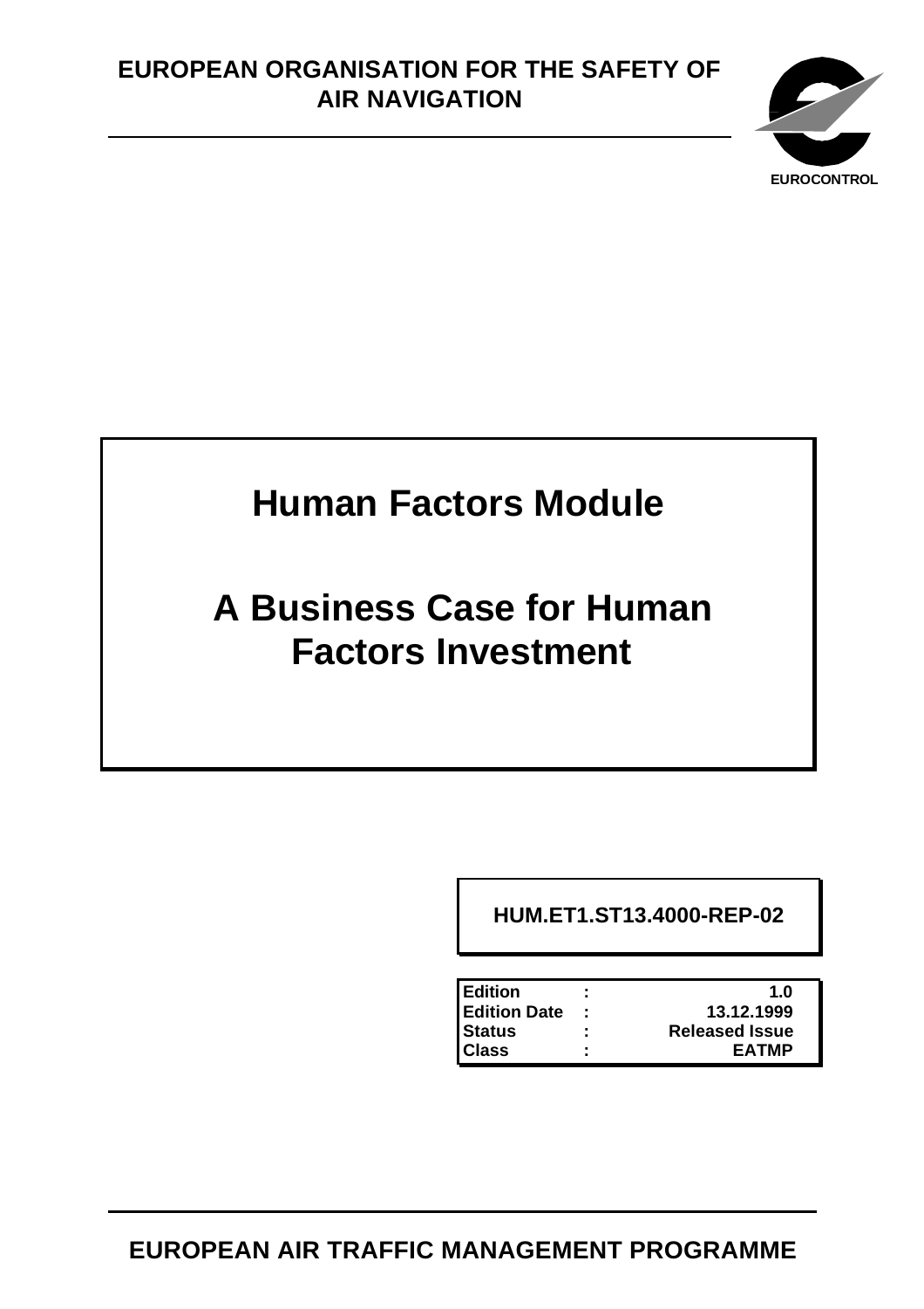**EUROPEAN ORGANISATION FOR THE SAFETY OF AIR NAVIGATION**

EUROCONTROL

# Human Factors Module

# A Business Case for Human Factors Investment

**HUM.ET1.ST13.4000-REP-02**

| | | |
|---|---|---|
| **Edition** | **:** | **1.0** |
| **Edition Date** | **:** | **13.12.1999** |
| **Status** | **:** | **Released Issue** |
| **Class** | **:** | **EATMP** |

**EUROPEAN AIR TRAFFIC MANAGEMENT PROGRAMME**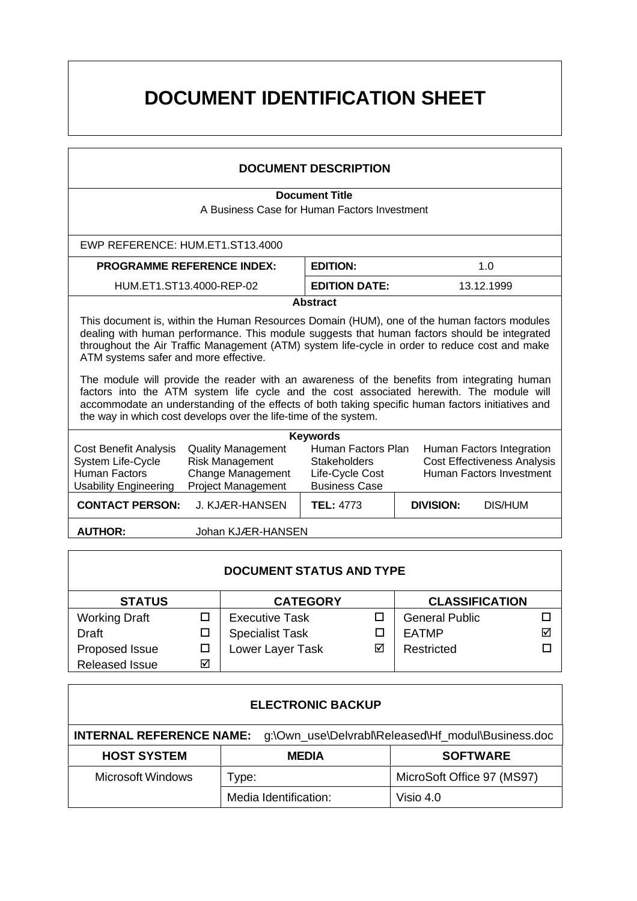# DOCUMENT IDENTIFICATION SHEET

## DOCUMENT DESCRIPTION

**Document Title**

A Business Case for Human Factors Investment

EWP REFERENCE: HUM.ET1.ST13.4000

| **PROGRAMME REFERENCE INDEX:** | **EDITION:** | 1.0 |
|---|---|---|
| HUM.ET1.ST13.4000-REP-02 | **EDITION DATE:** | 13.12.1999 |

**Abstract**

This document is, within the Human Resources Domain (HUM), one of the human factors modules dealing with human performance. This module suggests that human factors should be integrated throughout the Air Traffic Management (ATM) system life-cycle in order to reduce cost and make ATM systems safer and more effective.

The module will provide the reader with an awareness of the benefits from integrating human factors into the ATM system life cycle and the cost associated herewith. The module will accommodate an understanding of the effects of both taking specific human factors initiatives and the way in which cost develops over the life-time of the system.

**Keywords**

| | | | |
|---|---|---|---|
| Cost Benefit Analysis | Quality Management | Human Factors Plan | Human Factors Integration |
| System Life-Cycle | Risk Management | Stakeholders | Cost Effectiveness Analysis |
| Human Factors | Change Management | Life-Cycle Cost | Human Factors Investment |
| Usability Engineering | Project Management | Business Case | |

| | | | |
|---|---|---|---|
| **CONTACT PERSON:** J. KJÆR-HANSEN | **TEL:** 4773 | **DIVISION:** | DIS/HUM |

**AUTHOR:** Johan KJÆR-HANSEN

## DOCUMENT STATUS AND TYPE

| **STATUS** | | **CATEGORY** | | **CLASSIFICATION** | |
|---|---|---|---|---|---|
| Working Draft | ☐ | Executive Task | ☐ | General Public | ☐ |
| Draft | ☐ | Specialist Task | ☐ | EATMP | ☑ |
| Proposed Issue | ☐ | Lower Layer Task | ☑ | Restricted | ☐ |
| Released Issue | ☑ | | | | |

## ELECTRONIC BACKUP

**INTERNAL REFERENCE NAME:** g:\Own_use\Delvrabl\Released\Hf_modul\Business.doc

| **HOST SYSTEM** | **MEDIA** | **SOFTWARE** |
|---|---|---|
| Microsoft Windows | Type: | MicroSoft Office 97 (MS97) |
| | Media Identification: | Visio 4.0 |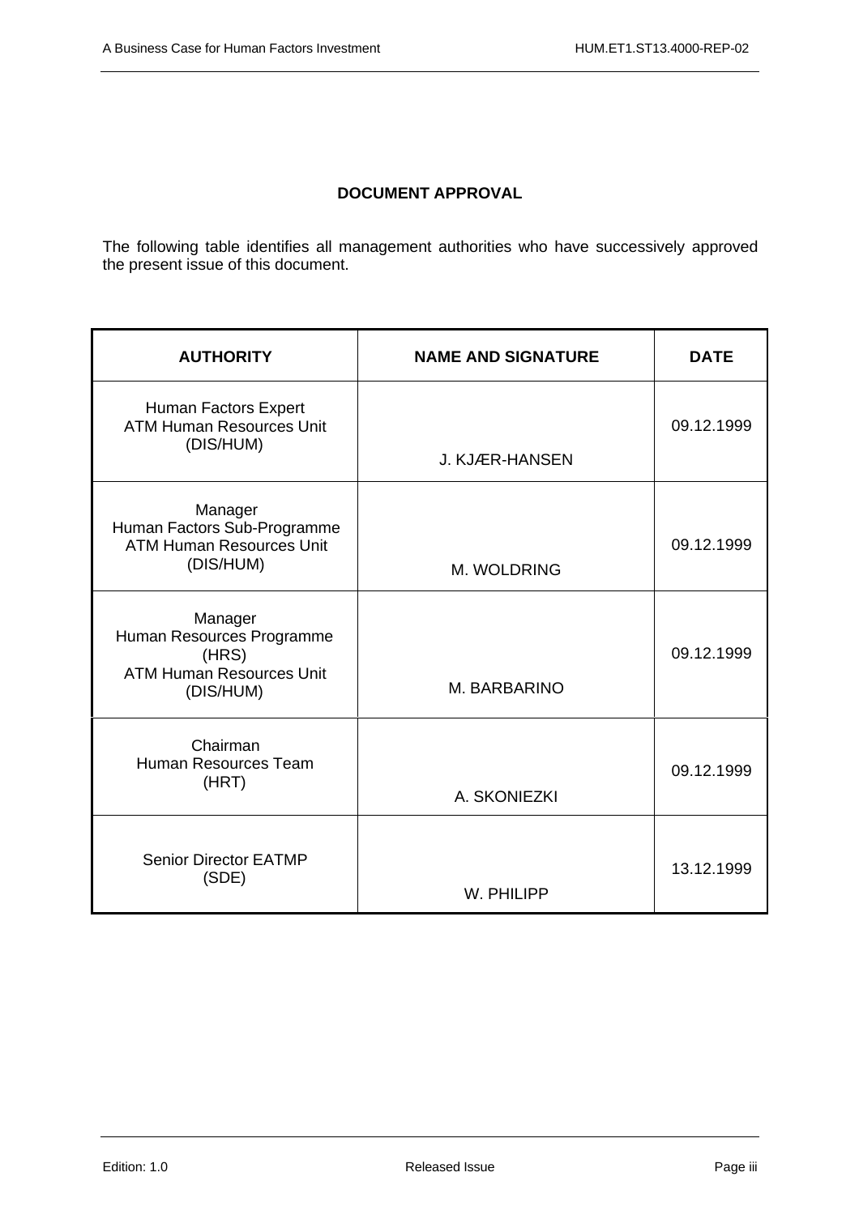**DOCUMENT APPROVAL**

The following table identifies all management authorities who have successively approved the present issue of this document.

| AUTHORITY | NAME AND SIGNATURE | DATE |
|---|---|---|
| Human Factors Expert<br>ATM Human Resources Unit<br>(DIS/HUM) | J. KJÆR-HANSEN | 09.12.1999 |
| Manager<br>Human Factors Sub-Programme<br>ATM Human Resources Unit<br>(DIS/HUM) | M. WOLDRING | 09.12.1999 |
| Manager<br>Human Resources Programme<br>(HRS)<br>ATM Human Resources Unit<br>(DIS/HUM) | M. BARBARINO | 09.12.1999 |
| Chairman<br>Human Resources Team<br>(HRT) | A. SKONIEZKI | 09.12.1999 |
| Senior Director EATMP<br>(SDE) | W. PHILIPP | 13.12.1999 |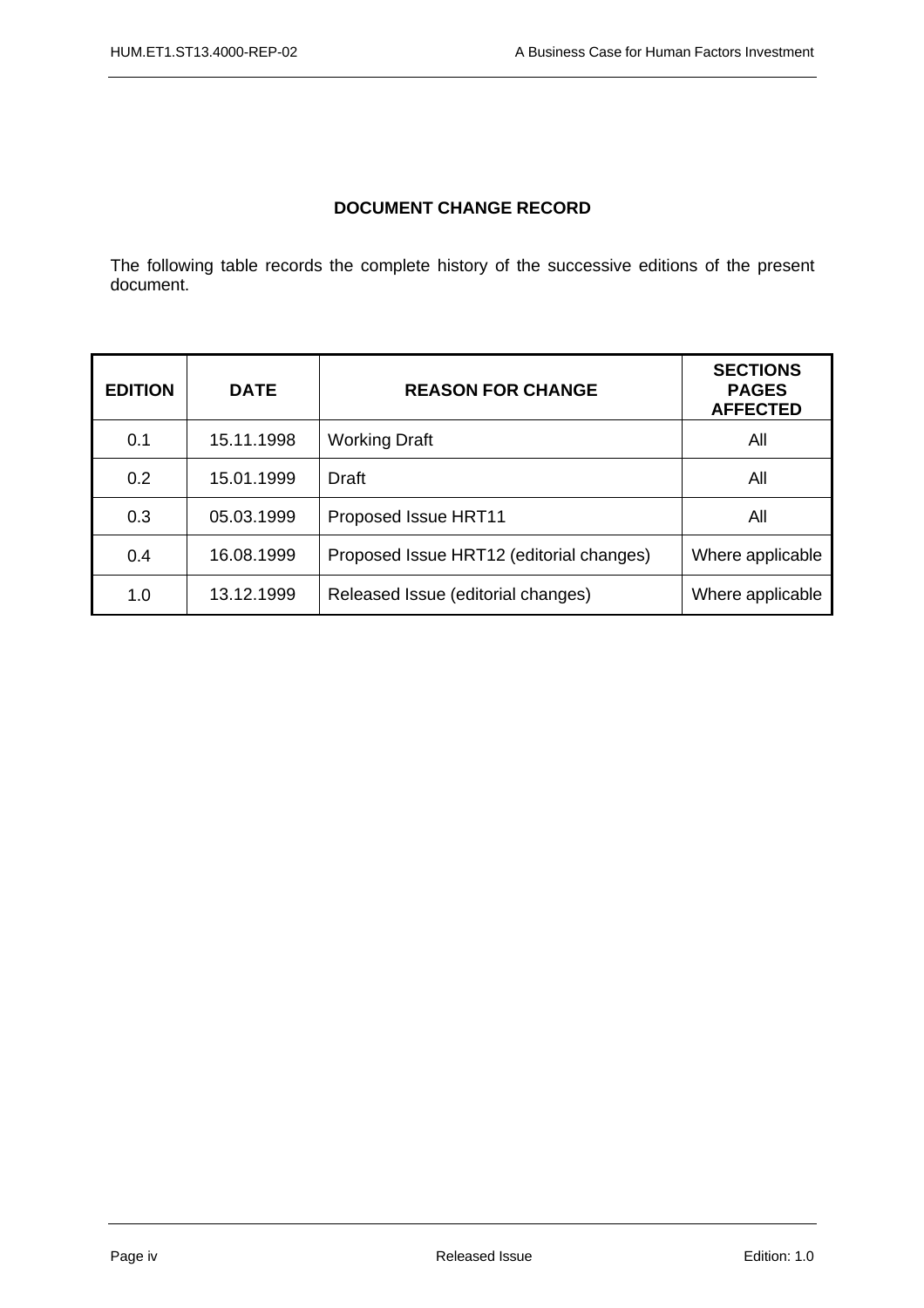**DOCUMENT CHANGE RECORD**

The following table records the complete history of the successive editions of the present document.

| EDITION | DATE | REASON FOR CHANGE | SECTIONS PAGES AFFECTED |
|---|---|---|---|
| 0.1 | 15.11.1998 | Working Draft | All |
| 0.2 | 15.01.1999 | Draft | All |
| 0.3 | 05.03.1999 | Proposed Issue HRT11 | All |
| 0.4 | 16.08.1999 | Proposed Issue HRT12 (editorial changes) | Where applicable |
| 1.0 | 13.12.1999 | Released Issue (editorial changes) | Where applicable |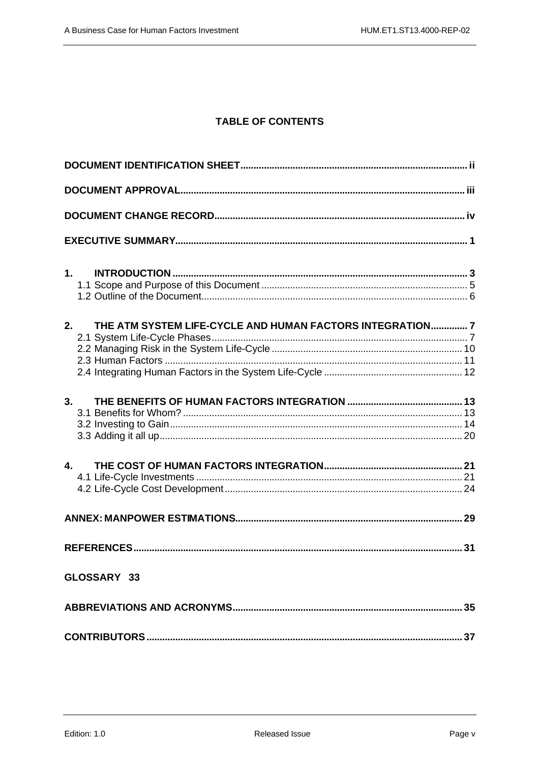# TABLE OF CONTENTS

**DOCUMENT IDENTIFICATION SHEET** ........ ii

**DOCUMENT APPROVAL** ........ iii

**DOCUMENT CHANGE RECORD** ........ iv

**EXECUTIVE SUMMARY** ........ 1

**1. INTRODUCTION** ........ 3
- 1.1 Scope and Purpose of this Document ........ 5
- 1.2 Outline of the Document ........ 6

**2. THE ATM SYSTEM LIFE-CYCLE AND HUMAN FACTORS INTEGRATION** ........ 7
- 2.1 System Life-Cycle Phases ........ 7
- 2.2 Managing Risk in the System Life-Cycle ........ 10
- 2.3 Human Factors ........ 11
- 2.4 Integrating Human Factors in the System Life-Cycle ........ 12

**3. THE BENEFITS OF HUMAN FACTORS INTEGRATION** ........ 13
- 3.1 Benefits for Whom? ........ 13
- 3.2 Investing to Gain ........ 14
- 3.3 Adding it all up ........ 20

**4. THE COST OF HUMAN FACTORS INTEGRATION** ........ 21
- 4.1 Life-Cycle Investments ........ 21
- 4.2 Life-Cycle Cost Development ........ 24

**ANNEX: MANPOWER ESTIMATIONS** ........ 29

**REFERENCES** ........ 31

**GLOSSARY** 33

**ABBREVIATIONS AND ACRONYMS** ........ 35

**CONTRIBUTORS** ........ 37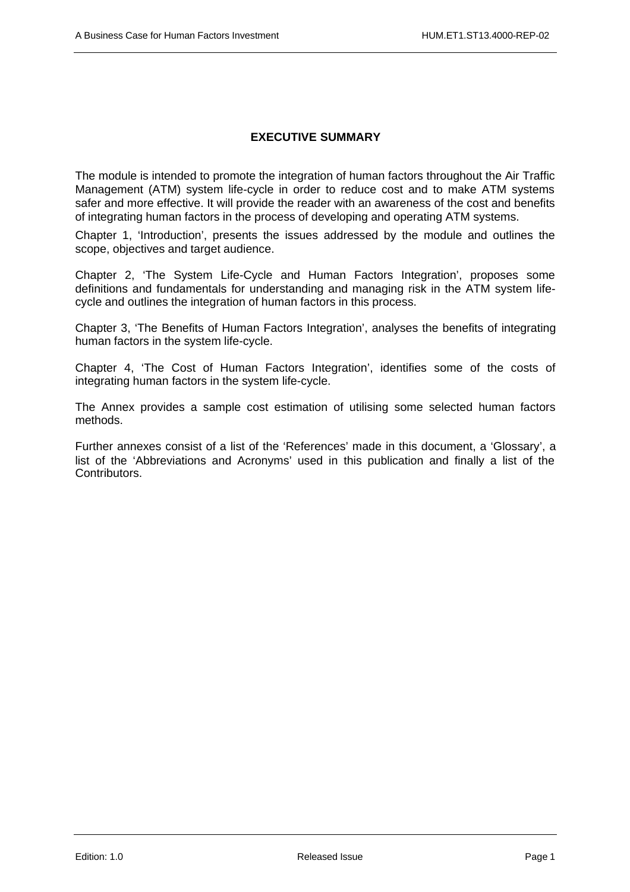## EXECUTIVE SUMMARY

The module is intended to promote the integration of human factors throughout the Air Traffic Management (ATM) system life-cycle in order to reduce cost and to make ATM systems safer and more effective. It will provide the reader with an awareness of the cost and benefits of integrating human factors in the process of developing and operating ATM systems.

Chapter 1, 'Introduction', presents the issues addressed by the module and outlines the scope, objectives and target audience.

Chapter 2, 'The System Life-Cycle and Human Factors Integration', proposes some definitions and fundamentals for understanding and managing risk in the ATM system life-cycle and outlines the integration of human factors in this process.

Chapter 3, 'The Benefits of Human Factors Integration', analyses the benefits of integrating human factors in the system life-cycle.

Chapter 4, 'The Cost of Human Factors Integration', identifies some of the costs of integrating human factors in the system life-cycle.

The Annex provides a sample cost estimation of utilising some selected human factors methods.

Further annexes consist of a list of the 'References' made in this document, a 'Glossary', a list of the 'Abbreviations and Acronyms' used in this publication and finally a list of the Contributors.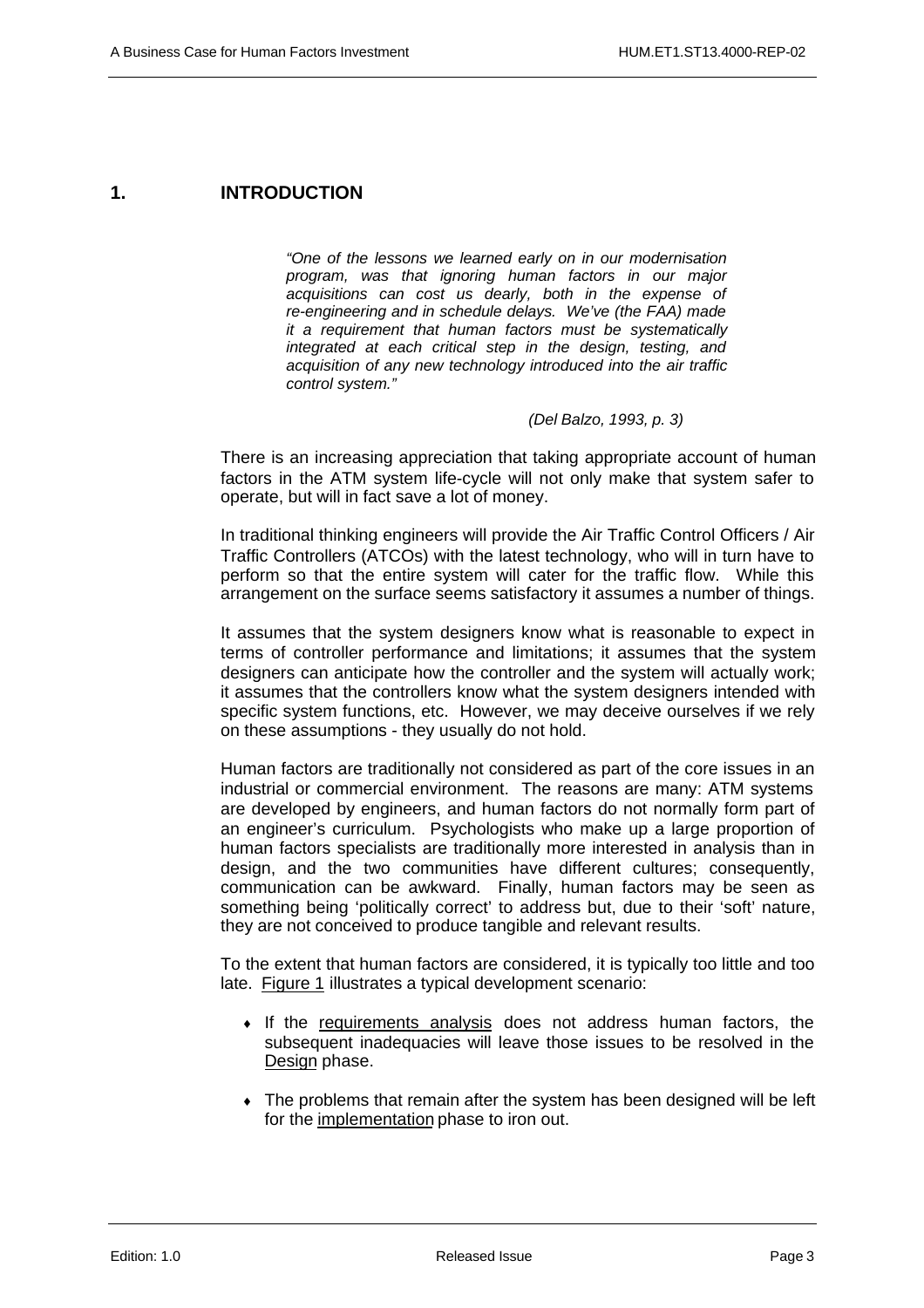# 1. INTRODUCTION

> *"One of the lessons we learned early on in our modernisation program, was that ignoring human factors in our major acquisitions can cost us dearly, both in the expense of re-engineering and in schedule delays. We've (the FAA) made it a requirement that human factors must be systematically integrated at each critical step in the design, testing, and acquisition of any new technology introduced into the air traffic control system."*
>
> *(Del Balzo, 1993, p. 3)*

There is an increasing appreciation that taking appropriate account of human factors in the ATM system life-cycle will not only make that system safer to operate, but will in fact save a lot of money.

In traditional thinking engineers will provide the Air Traffic Control Officers / Air Traffic Controllers (ATCOs) with the latest technology, who will in turn have to perform so that the entire system will cater for the traffic flow. While this arrangement on the surface seems satisfactory it assumes a number of things.

It assumes that the system designers know what is reasonable to expect in terms of controller performance and limitations; it assumes that the system designers can anticipate how the controller and the system will actually work; it assumes that the controllers know what the system designers intended with specific system functions, etc. However, we may deceive ourselves if we rely on these assumptions - they usually do not hold.

Human factors are traditionally not considered as part of the core issues in an industrial or commercial environment. The reasons are many: ATM systems are developed by engineers, and human factors do not normally form part of an engineer's curriculum. Psychologists who make up a large proportion of human factors specialists are traditionally more interested in analysis than in design, and the two communities have different cultures; consequently, communication can be awkward. Finally, human factors may be seen as something being 'politically correct' to address but, due to their 'soft' nature, they are not conceived to produce tangible and relevant results.

To the extent that human factors are considered, it is typically too little and too late. Figure 1 illustrates a typical development scenario:

- If the requirements analysis does not address human factors, the subsequent inadequacies will leave those issues to be resolved in the Design phase.
- The problems that remain after the system has been designed will be left for the implementation phase to iron out.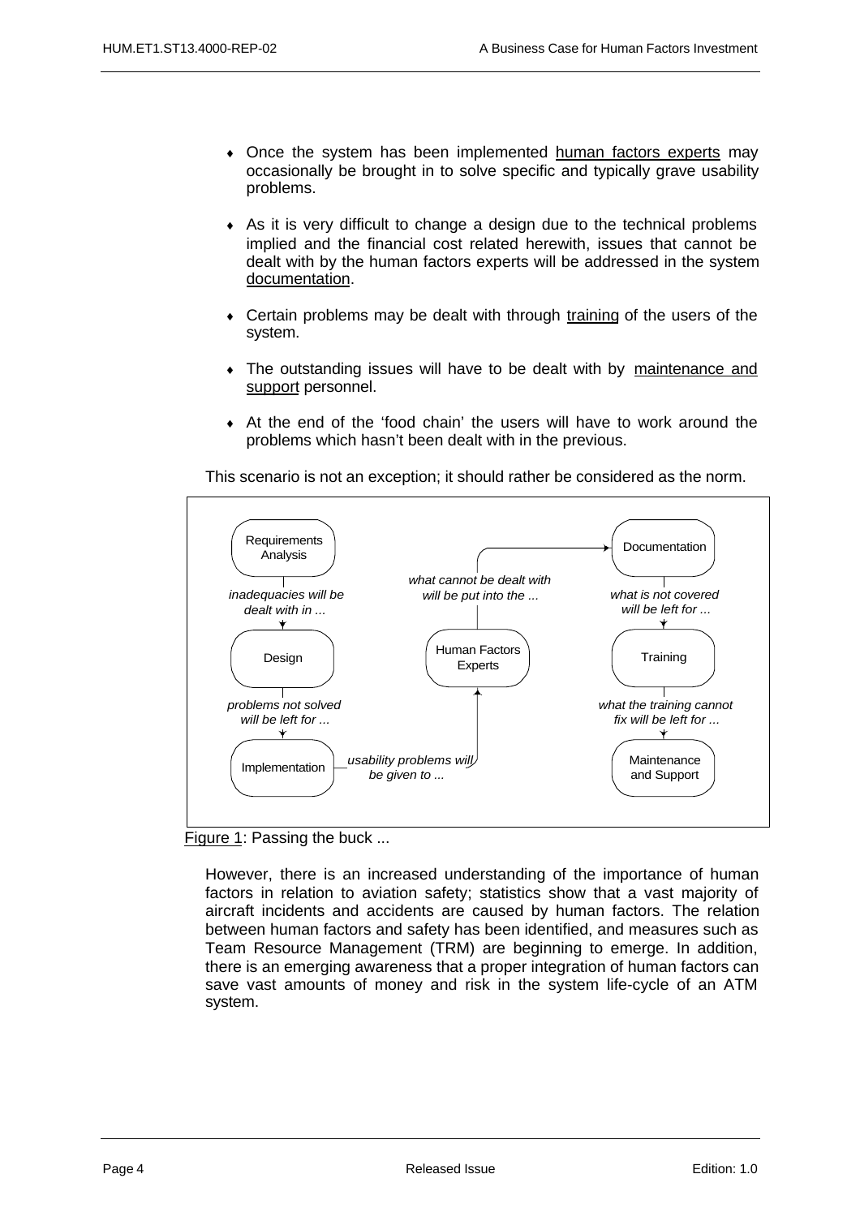- Once the system has been implemented human factors experts may occasionally be brought in to solve specific and typically grave usability problems.

- As it is very difficult to change a design due to the technical problems implied and the financial cost related herewith, issues that cannot be dealt with by the human factors experts will be addressed in the system documentation.

- Certain problems may be dealt with through training of the users of the system.

- The outstanding issues will have to be dealt with by maintenance and support personnel.

- At the end of the 'food chain' the users will have to work around the problems which hasn't been dealt with in the previous.

This scenario is not an exception; it should rather be considered as the norm.

Requirements Analysis

*inadequacies will be dealt with in ...*

Design

*problems not solved will be left for ...*

Implementation

*usability problems will be given to ...*

Human Factors Experts

*what cannot be dealt with will be put into the ...*

Documentation

*what is not covered will be left for ...*

Training

*what the training cannot fix will be left for ...*

Maintenance and Support

Figure 1: Passing the buck ...

However, there is an increased understanding of the importance of human factors in relation to aviation safety; statistics show that a vast majority of aircraft incidents and accidents are caused by human factors. The relation between human factors and safety has been identified, and measures such as Team Resource Management (TRM) are beginning to emerge. In addition, there is an emerging awareness that a proper integration of human factors can save vast amounts of money and risk in the system life-cycle of an ATM system.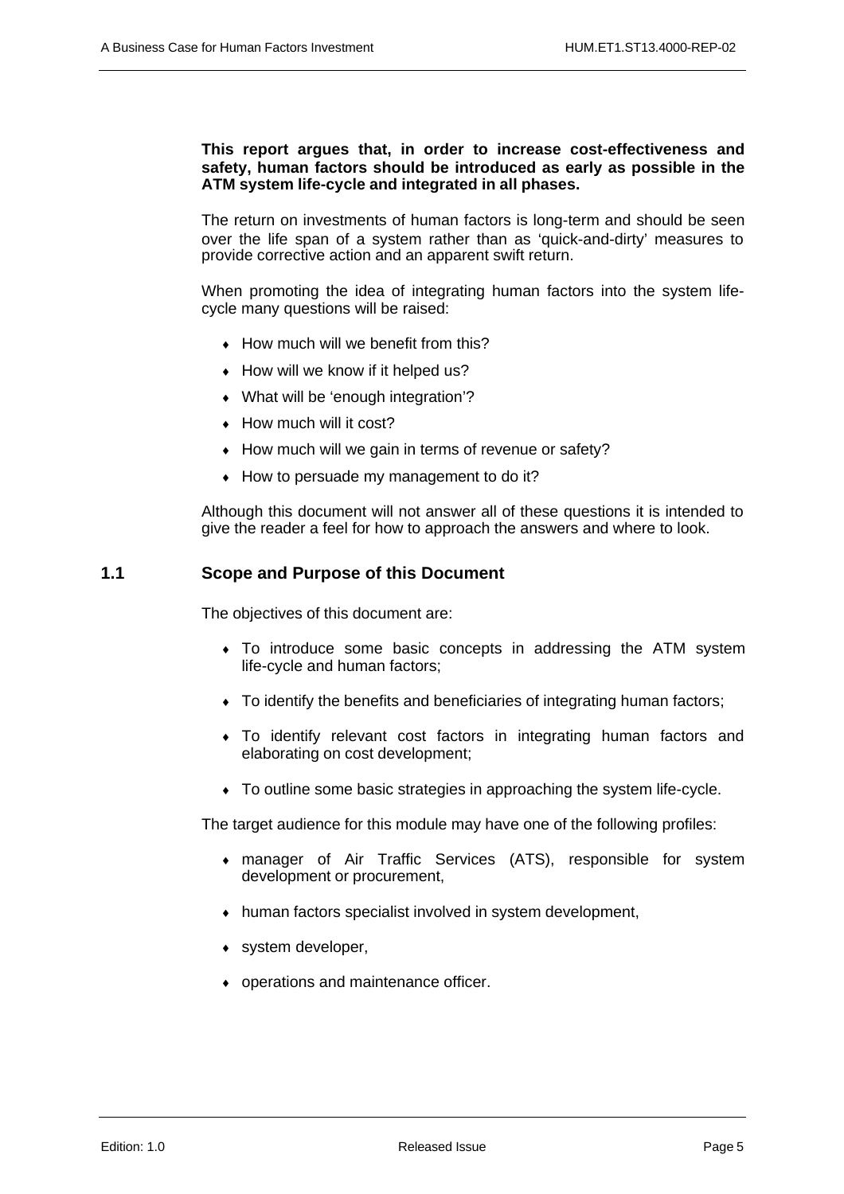**This report argues that, in order to increase cost-effectiveness and safety, human factors should be introduced as early as possible in the ATM system life-cycle and integrated in all phases.**

The return on investments of human factors is long-term and should be seen over the life span of a system rather than as 'quick-and-dirty' measures to provide corrective action and an apparent swift return.

When promoting the idea of integrating human factors into the system life-cycle many questions will be raised:

- How much will we benefit from this?
- How will we know if it helped us?
- What will be 'enough integration'?
- How much will it cost?
- How much will we gain in terms of revenue or safety?
- How to persuade my management to do it?

Although this document will not answer all of these questions it is intended to give the reader a feel for how to approach the answers and where to look.

## 1.1 Scope and Purpose of this Document

The objectives of this document are:

- To introduce some basic concepts in addressing the ATM system life-cycle and human factors;
- To identify the benefits and beneficiaries of integrating human factors;
- To identify relevant cost factors in integrating human factors and elaborating on cost development;
- To outline some basic strategies in approaching the system life-cycle.

The target audience for this module may have one of the following profiles:

- manager of Air Traffic Services (ATS), responsible for system development or procurement,
- human factors specialist involved in system development,
- system developer,
- operations and maintenance officer.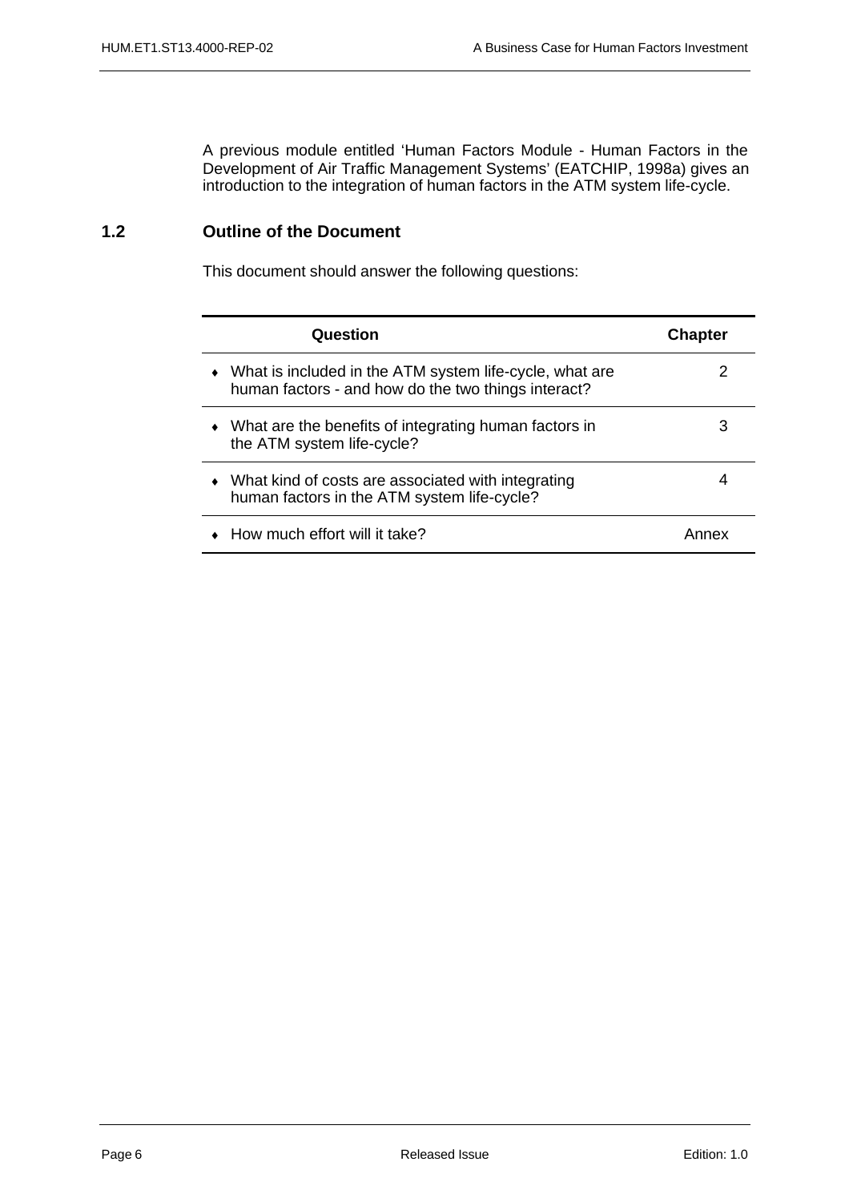A previous module entitled 'Human Factors Module - Human Factors in the Development of Air Traffic Management Systems' (EATCHIP, 1998a) gives an introduction to the integration of human factors in the ATM system life-cycle.

## 1.2 Outline of the Document

This document should answer the following questions:

| Question | Chapter |
|---|---|
| ♦ What is included in the ATM system life-cycle, what are human factors - and how do the two things interact? | 2 |
| ♦ What are the benefits of integrating human factors in the ATM system life-cycle? | 3 |
| ♦ What kind of costs are associated with integrating human factors in the ATM system life-cycle? | 4 |
| ♦ How much effort will it take? | Annex |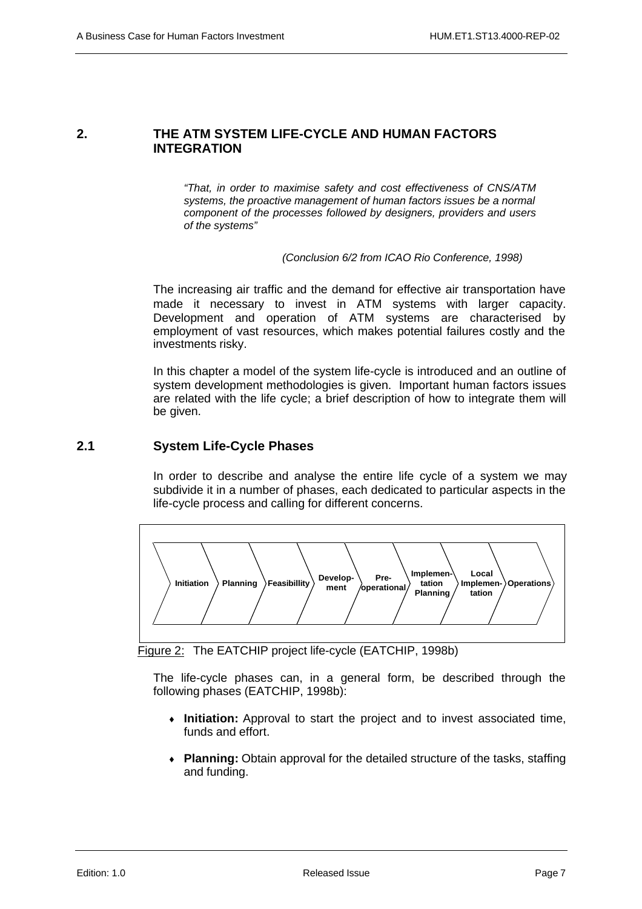## 2. THE ATM SYSTEM LIFE-CYCLE AND HUMAN FACTORS INTEGRATION

*"That, in order to maximise safety and cost effectiveness of CNS/ATM systems, the proactive management of human factors issues be a normal component of the processes followed by designers, providers and users of the systems"*

*(Conclusion 6/2 from ICAO Rio Conference, 1998)*

The increasing air traffic and the demand for effective air transportation have made it necessary to invest in ATM systems with larger capacity. Development and operation of ATM systems are characterised by employment of vast resources, which makes potential failures costly and the investments risky.

In this chapter a model of the system life-cycle is introduced and an outline of system development methodologies is given. Important human factors issues are related with the life cycle; a brief description of how to integrate them will be given.

### 2.1 System Life-Cycle Phases

In order to describe and analyse the entire life cycle of a system we may subdivide it in a number of phases, each dedicated to particular aspects in the life-cycle process and calling for different concerns.

Initiation
Planning
Feasibillity
Develop-ment
Pre-operational
Implemen-tation Planning
Local Implemen-tation
Operations

Figure 2: The EATCHIP project life-cycle (EATCHIP, 1998b)

The life-cycle phases can, in a general form, be described through the following phases (EATCHIP, 1998b):

- **Initiation:** Approval to start the project and to invest associated time, funds and effort.
- **Planning:** Obtain approval for the detailed structure of the tasks, staffing and funding.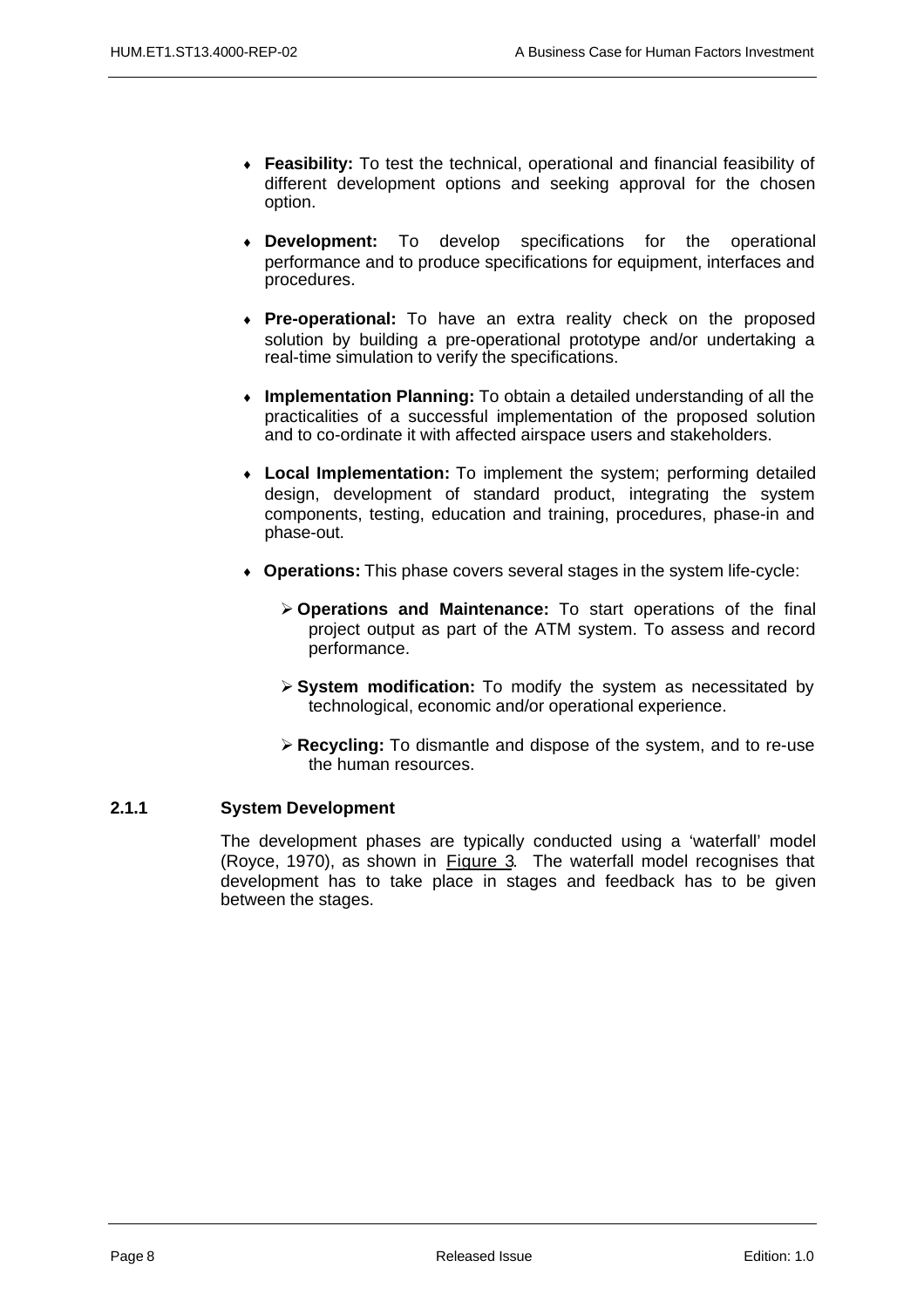- **Feasibility:** To test the technical, operational and financial feasibility of different development options and seeking approval for the chosen option.

- **Development:** To develop specifications for the operational performance and to produce specifications for equipment, interfaces and procedures.

- **Pre-operational:** To have an extra reality check on the proposed solution by building a pre-operational prototype and/or undertaking a real-time simulation to verify the specifications.

- **Implementation Planning:** To obtain a detailed understanding of all the practicalities of a successful implementation of the proposed solution and to co-ordinate it with affected airspace users and stakeholders.

- **Local Implementation:** To implement the system; performing detailed design, development of standard product, integrating the system components, testing, education and training, procedures, phase-in and phase-out.

- **Operations:** This phase covers several stages in the system life-cycle:

  - **Operations and Maintenance:** To start operations of the final project output as part of the ATM system. To assess and record performance.

  - **System modification:** To modify the system as necessitated by technological, economic and/or operational experience.

  - **Recycling:** To dismantle and dispose of the system, and to re-use the human resources.

### 2.1.1 System Development

The development phases are typically conducted using a 'waterfall' model (Royce, 1970), as shown in Figure 3. The waterfall model recognises that development has to take place in stages and feedback has to be given between the stages.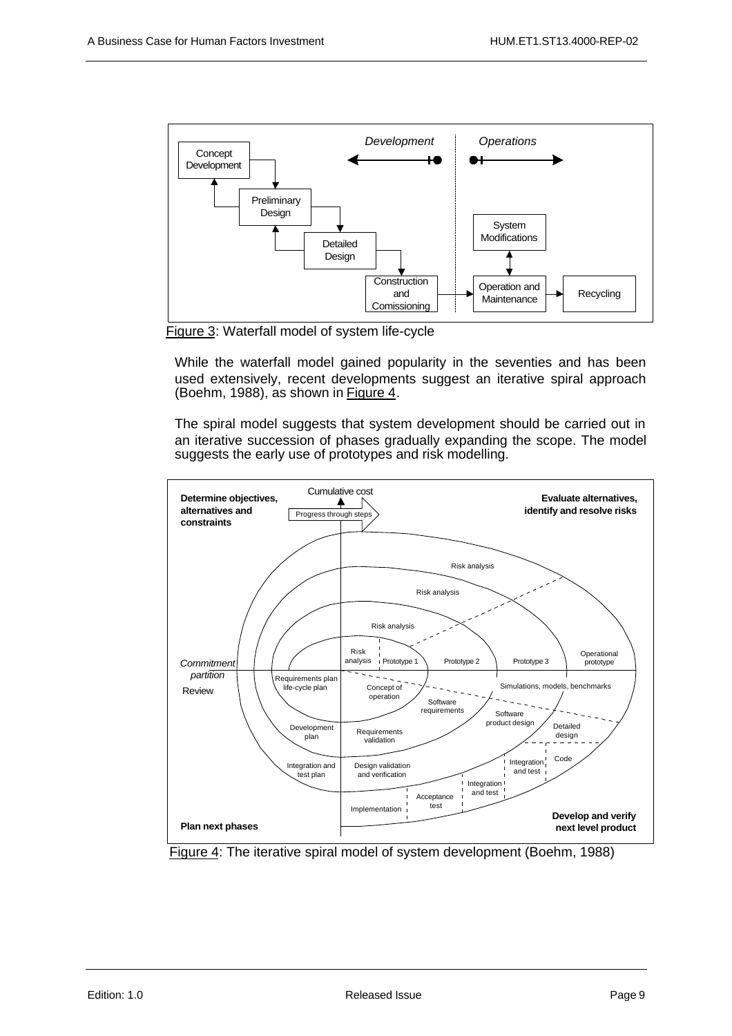Figure 3: Waterfall model of system life-cycle

While the waterfall model gained popularity in the seventies and has been used extensively, recent developments suggest an iterative spiral approach (Boehm, 1988), as shown in Figure 4.

The spiral model suggests that system development should be carried out in an iterative succession of phases gradually expanding the scope. The model suggests the early use of prototypes and risk modelling.

Figure 4: The iterative spiral model of system development (Boehm, 1988)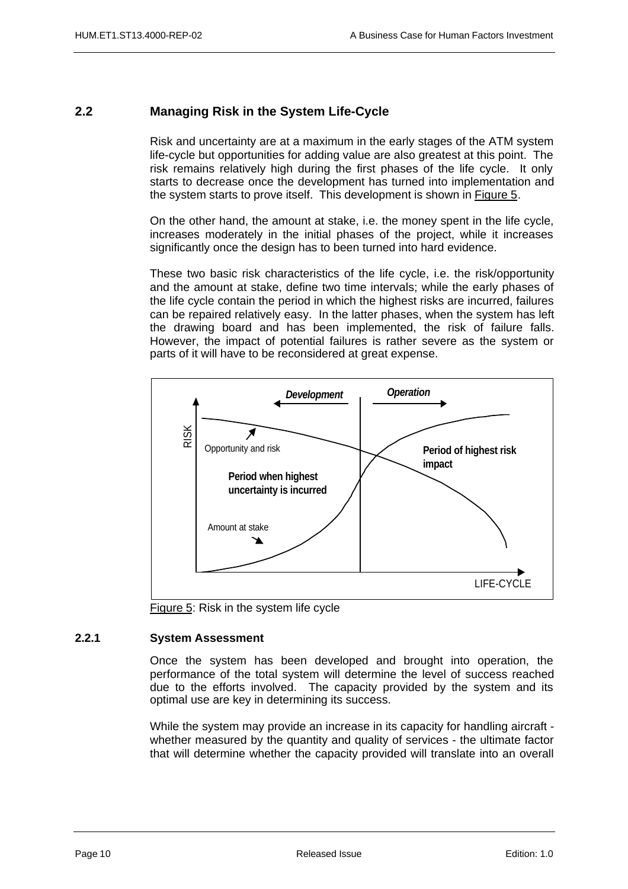## 2.2 Managing Risk in the System Life-Cycle

Risk and uncertainty are at a maximum in the early stages of the ATM system life-cycle but opportunities for adding value are also greatest at this point. The risk remains relatively high during the first phases of the life cycle. It only starts to decrease once the development has turned into implementation and the system starts to prove itself. This development is shown in Figure 5.

On the other hand, the amount at stake, i.e. the money spent in the life cycle, increases moderately in the initial phases of the project, while it increases significantly once the design has to been turned into hard evidence.

These two basic risk characteristics of the life cycle, i.e. the risk/opportunity and the amount at stake, define two time intervals; while the early phases of the life cycle contain the period in which the highest risks are incurred, failures can be repaired relatively easy. In the latter phases, when the system has left the drawing board and has been implemented, the risk of failure falls. However, the impact of potential failures is rather severe as the system or parts of it will have to be reconsidered at great expense.

Development
Operation
RISK
Opportunity and risk
Period when highest uncertainty is incurred
Period of highest risk impact
Amount at stake
LIFE-CYCLE

Figure 5: Risk in the system life cycle

### 2.2.1 System Assessment

Once the system has been developed and brought into operation, the performance of the total system will determine the level of success reached due to the efforts involved. The capacity provided by the system and its optimal use are key in determining its success.

While the system may provide an increase in its capacity for handling aircraft - whether measured by the quantity and quality of services - the ultimate factor that will determine whether the capacity provided will translate into an overall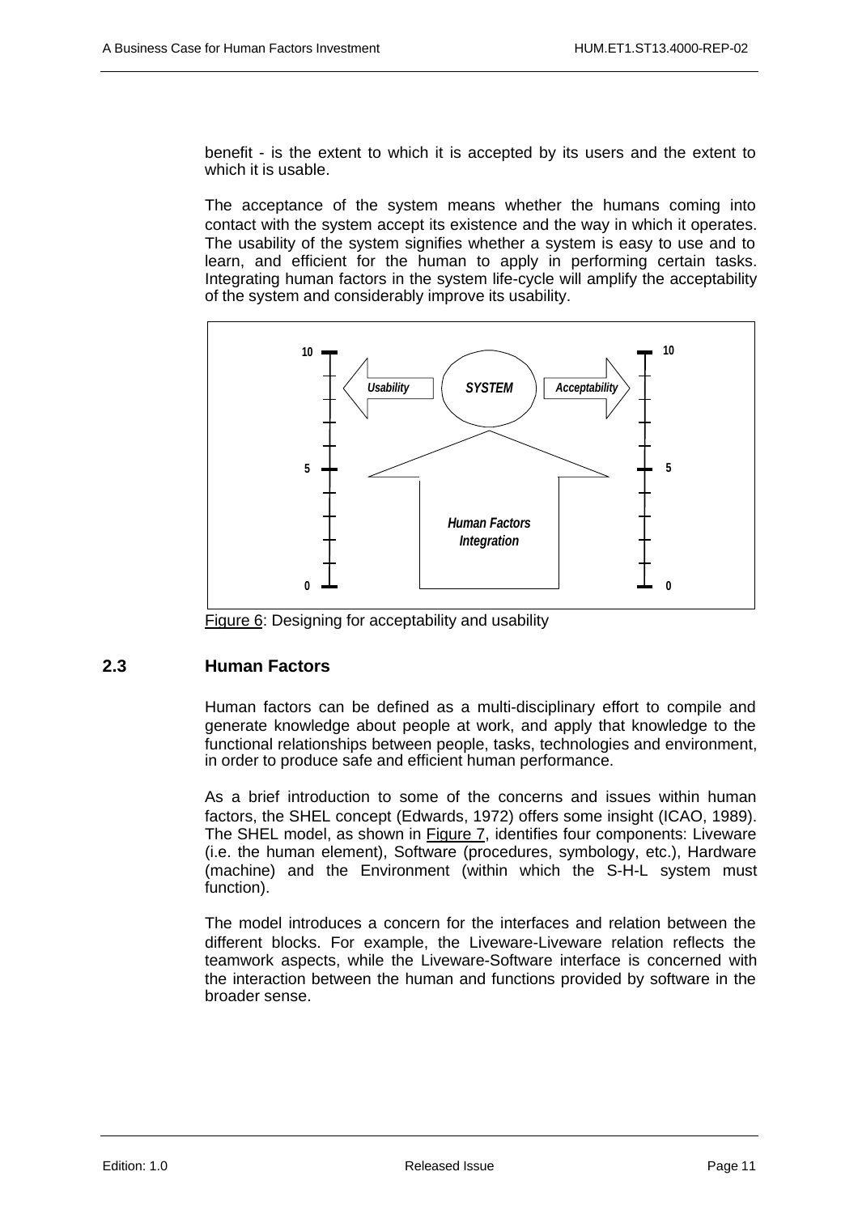benefit - is the extent to which it is accepted by its users and the extent to which it is usable.

The acceptance of the system means whether the humans coming into contact with the system accept its existence and the way in which it operates. The usability of the system signifies whether a system is easy to use and to learn, and efficient for the human to apply in performing certain tasks. Integrating human factors in the system life-cycle will amplify the acceptability of the system and considerably improve its usability.

10
Usability
SYSTEM
Acceptability
10
5
5
Human Factors Integration
0
0

Figure 6: Designing for acceptability and usability

## 2.3 Human Factors

Human factors can be defined as a multi-disciplinary effort to compile and generate knowledge about people at work, and apply that knowledge to the functional relationships between people, tasks, technologies and environment, in order to produce safe and efficient human performance.

As a brief introduction to some of the concerns and issues within human factors, the SHEL concept (Edwards, 1972) offers some insight (ICAO, 1989). The SHEL model, as shown in Figure 7, identifies four components: Liveware (i.e. the human element), Software (procedures, symbology, etc.), Hardware (machine) and the Environment (within which the S-H-L system must function).

The model introduces a concern for the interfaces and relation between the different blocks. For example, the Liveware-Liveware relation reflects the teamwork aspects, while the Liveware-Software interface is concerned with the interaction between the human and functions provided by software in the broader sense.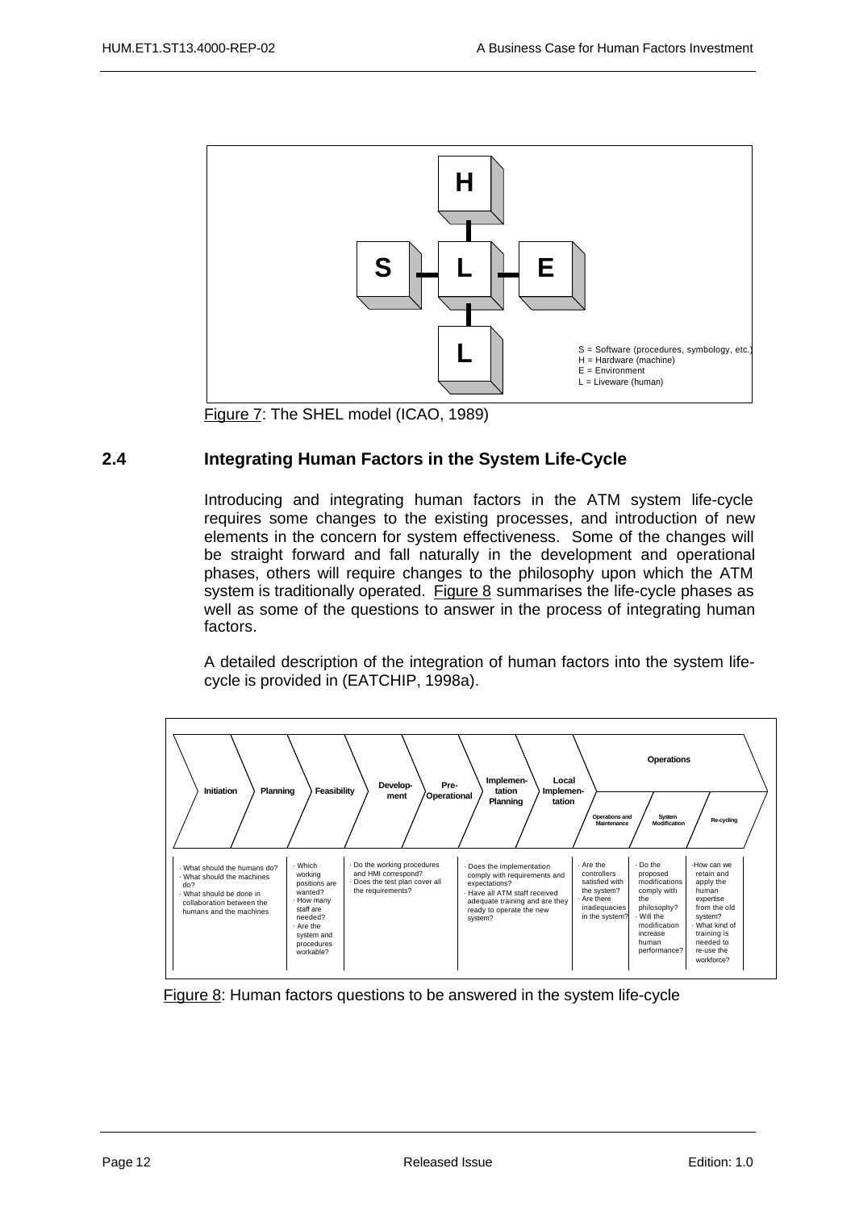H

S L E

L

S = Software (procedures, symbology, etc.)
H = Hardware (machine)
E = Environment
L = Liveware (human)

Figure 7: The SHEL model (ICAO, 1989)

## 2.4 Integrating Human Factors in the System Life-Cycle

Introducing and integrating human factors in the ATM system life-cycle requires some changes to the existing processes, and introduction of new elements in the concern for system effectiveness. Some of the changes will be straight forward and fall naturally in the development and operational phases, others will require changes to the philosophy upon which the ATM system is traditionally operated. Figure 8 summarises the life-cycle phases as well as some of the questions to answer in the process of integrating human factors.

A detailed description of the integration of human factors into the system life-cycle is provided in (EATCHIP, 1998a).

Initiation
Planning
Feasibility
Develop-ment
Pre-Operational
Implemen-tation Planning
Local Implemen-tation
Operations
Operations and Maintenance
System Modification
Re-cycling

· What should the humans do?
· What should the machines do?
· What should be done in collaboration between the humans and the machines

· Which working positions are wanted?
· How many staff are needed?
· Are the system and procedures workable?

· Do the working procedures and HMI correspond?
· Does the test plan cover all the requirements?

· Does the implementation comply with requirements and expectations?
· Have all ATM staff received adequate training and are they ready to operate the new system?

· Are the controllers satisfied with the system?
· Are there inadequacies in the system?

· Do the proposed modifications comply with the philosophy?
· Will the modification increase human performance?

·How can we retain and apply the human expertise from the old system?
· What kind of training is needed to re-use the workforce?

Figure 8: Human factors questions to be answered in the system life-cycle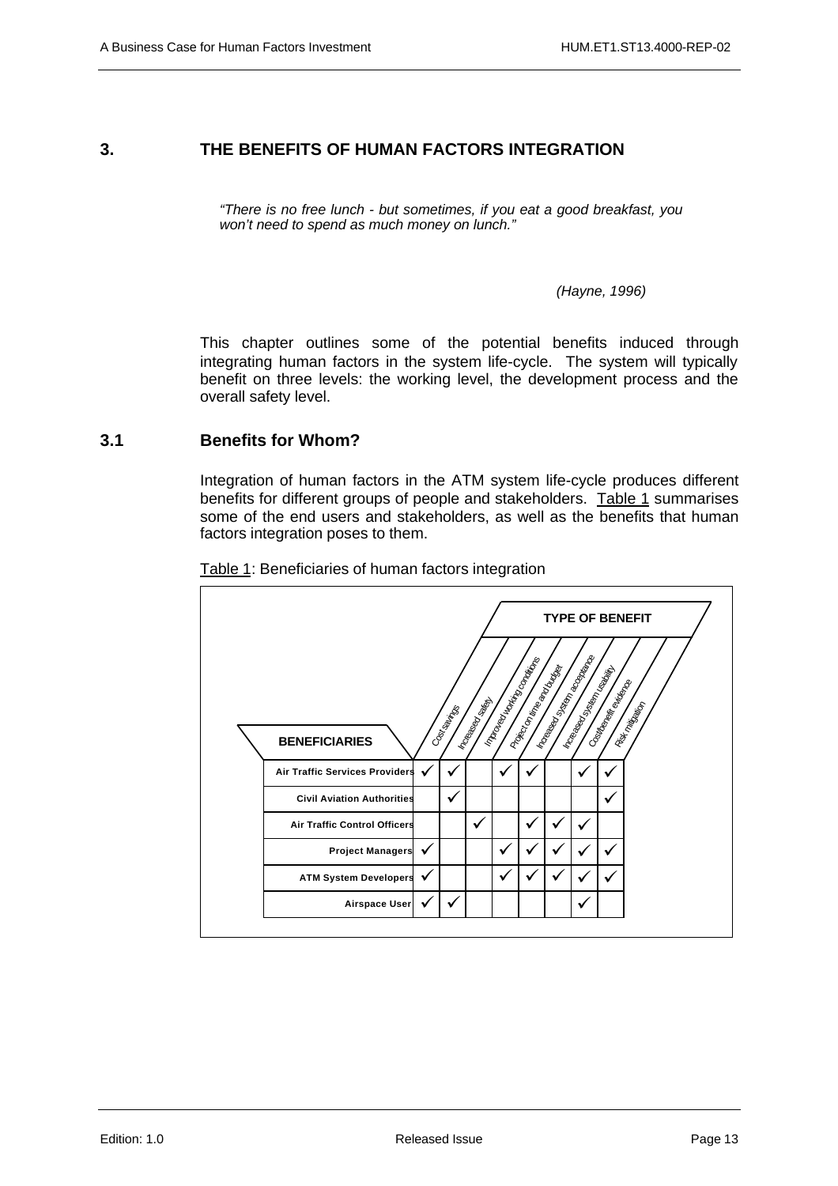# 3. THE BENEFITS OF HUMAN FACTORS INTEGRATION

> *"There is no free lunch - but sometimes, if you eat a good breakfast, you won't need to spend as much money on lunch."*
>
> *(Hayne, 1996)*

This chapter outlines some of the potential benefits induced through integrating human factors in the system life-cycle. The system will typically benefit on three levels: the working level, the development process and the overall safety level.

## 3.1 Benefits for Whom?

Integration of human factors in the ATM system life-cycle produces different benefits for different groups of people and stakeholders. Table 1 summarises some of the end users and stakeholders, as well as the benefits that human factors integration poses to them.

Table 1: Beneficiaries of human factors integration

| BENEFICIARIES | TYPE OF BENEFIT | | | | | | | |
|---|---|---|---|---|---|---|---|---|
| | Cost savings | Increased safety | Improved working conditions | Project on time and budget | Increased system acceptance | Increased system usability | Cost/benefit evidence | Risk mitigation |
| Air Traffic Services Providers | ✓ | ✓ | | ✓ | ✓ | | ✓ | ✓ |
| Civil Aviation Authorities | | ✓ | | | | | | ✓ |
| Air Traffic Control Officers | | | ✓ | | ✓ | ✓ | ✓ | |
| Project Managers | ✓ | | | ✓ | ✓ | ✓ | ✓ | ✓ |
| ATM System Developers | ✓ | | | ✓ | ✓ | ✓ | ✓ | ✓ |
| Airspace User | ✓ | ✓ | | | | | ✓ | |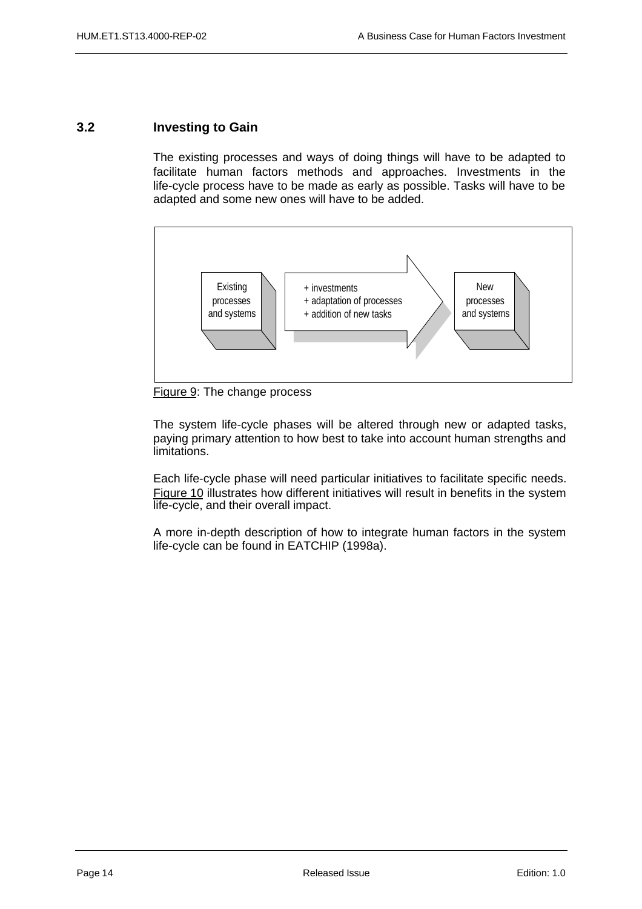## 3.2 Investing to Gain

The existing processes and ways of doing things will have to be adapted to facilitate human factors methods and approaches. Investments in the life-cycle process have to be made as early as possible. Tasks will have to be adapted and some new ones will have to be added.

Existing processes and systems

+ investments
+ adaptation of processes
+ addition of new tasks

New processes and systems

Figure 9: The change process

The system life-cycle phases will be altered through new or adapted tasks, paying primary attention to how best to take into account human strengths and limitations.

Each life-cycle phase will need particular initiatives to facilitate specific needs. Figure 10 illustrates how different initiatives will result in benefits in the system life-cycle, and their overall impact.

A more in-depth description of how to integrate human factors in the system life-cycle can be found in EATCHIP (1998a).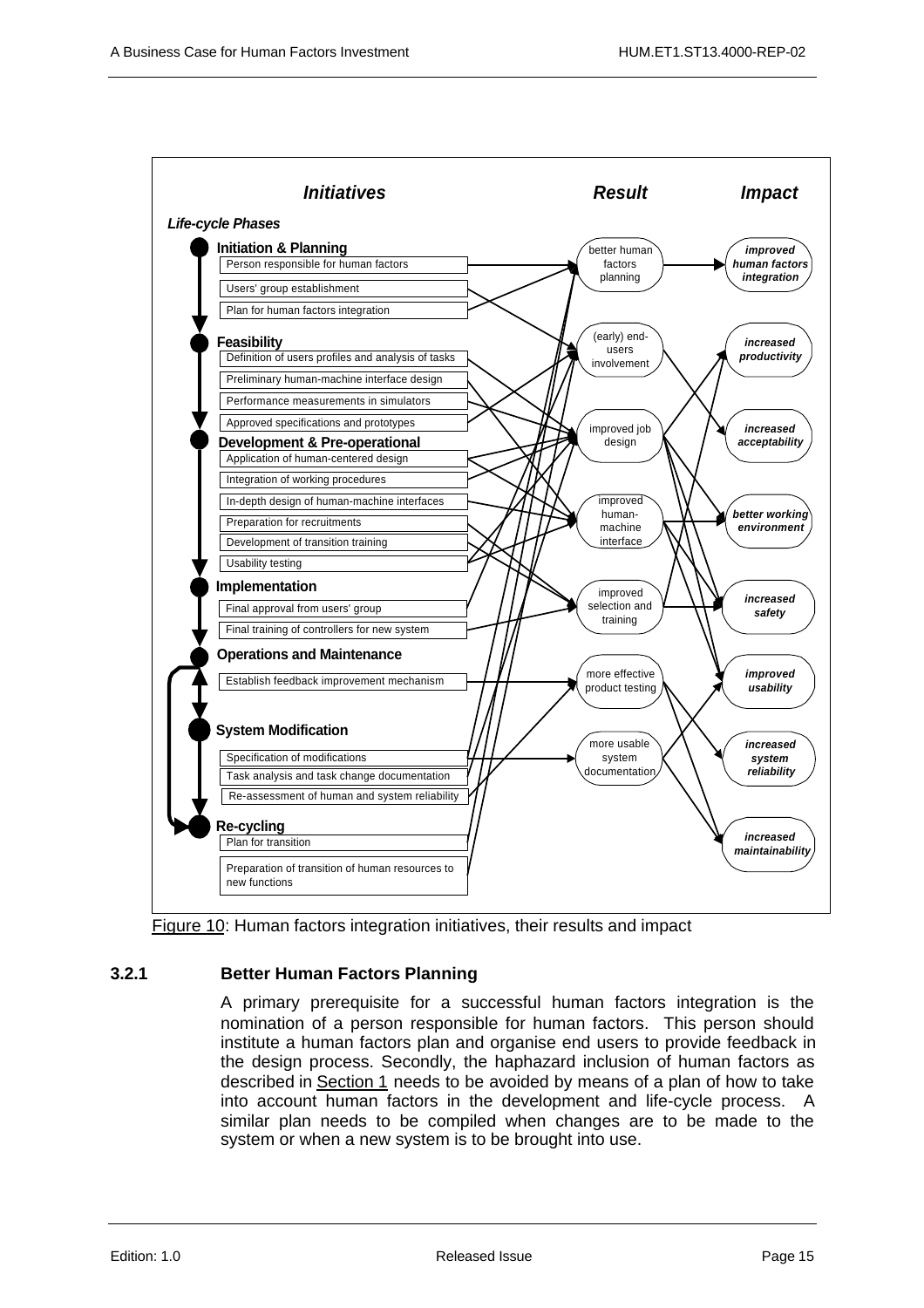Initiatives

Result

Impact

Life-cycle Phases

Initiation & Planning

Person responsible for human factors

Users' group establishment

Plan for human factors integration

Feasibility

Definition of users profiles and analysis of tasks

Preliminary human-machine interface design

Performance measurements in simulators

Approved specifications and prototypes

Development & Pre-operational

Application of human-centered design

Integration of working procedures

In-depth design of human-machine interfaces

Preparation for recruitments

Development of transition training

Usability testing

Implementation

Final approval from users' group

Final training of controllers for new system

Operations and Maintenance

Establish feedback improvement mechanism

System Modification

Specification of modifications

Task analysis and task change documentation

Re-assessment of human and system reliability

Re-cycling

Plan for transition

Preparation of transition of human resources to new functions

better human factors planning

(early) end-users involvement

improved job design

improved human-machine interface

improved selection and training

more effective product testing

more usable system documentation

improved human factors integration

increased productivity

increased acceptability

better working environment

increased safety

improved usability

increased system reliability

increased maintainability

Figure 10: Human factors integration initiatives, their results and impact

### 3.2.1 Better Human Factors Planning

A primary prerequisite for a successful human factors integration is the nomination of a person responsible for human factors. This person should institute a human factors plan and organise end users to provide feedback in the design process. Secondly, the haphazard inclusion of human factors as described in Section 1 needs to be avoided by means of a plan of how to take into account human factors in the development and life-cycle process. A similar plan needs to be compiled when changes are to be made to the system or when a new system is to be brought into use.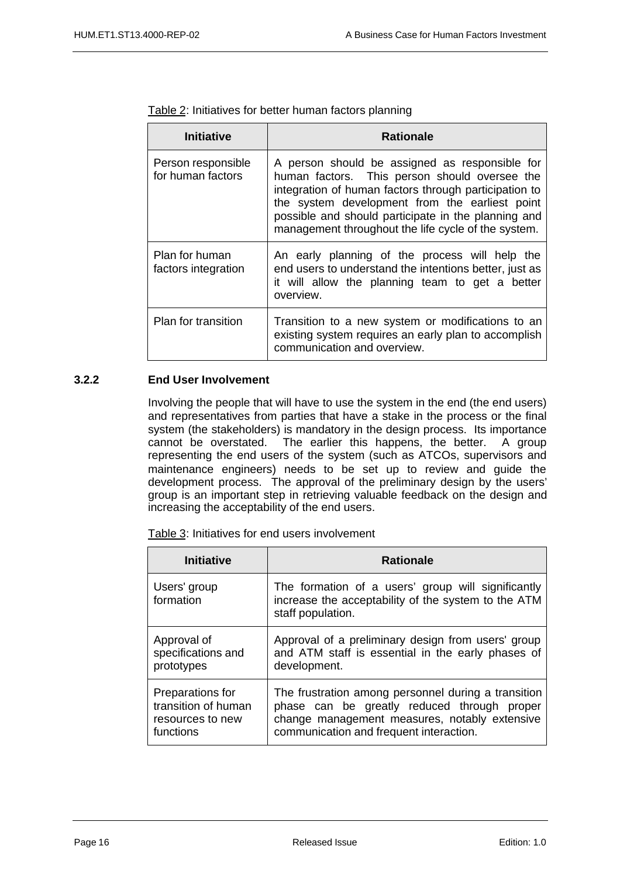Table 2: Initiatives for better human factors planning

| Initiative | Rationale |
|---|---|
| Person responsible for human factors | A person should be assigned as responsible for human factors. This person should oversee the integration of human factors through participation to the system development from the earliest point possible and should participate in the planning and management throughout the life cycle of the system. |
| Plan for human factors integration | An early planning of the process will help the end users to understand the intentions better, just as it will allow the planning team to get a better overview. |
| Plan for transition | Transition to a new system or modifications to an existing system requires an early plan to accomplish communication and overview. |

### 3.2.2 End User Involvement

Involving the people that will have to use the system in the end (the end users) and representatives from parties that have a stake in the process or the final system (the stakeholders) is mandatory in the design process. Its importance cannot be overstated. The earlier this happens, the better. A group representing the end users of the system (such as ATCOs, supervisors and maintenance engineers) needs to be set up to review and guide the development process. The approval of the preliminary design by the users' group is an important step in retrieving valuable feedback on the design and increasing the acceptability of the end users.

Table 3: Initiatives for end users involvement

| Initiative | Rationale |
|---|---|
| Users' group formation | The formation of a users' group will significantly increase the acceptability of the system to the ATM staff population. |
| Approval of specifications and prototypes | Approval of a preliminary design from users' group and ATM staff is essential in the early phases of development. |
| Preparations for transition of human resources to new functions | The frustration among personnel during a transition phase can be greatly reduced through proper change management measures, notably extensive communication and frequent interaction. |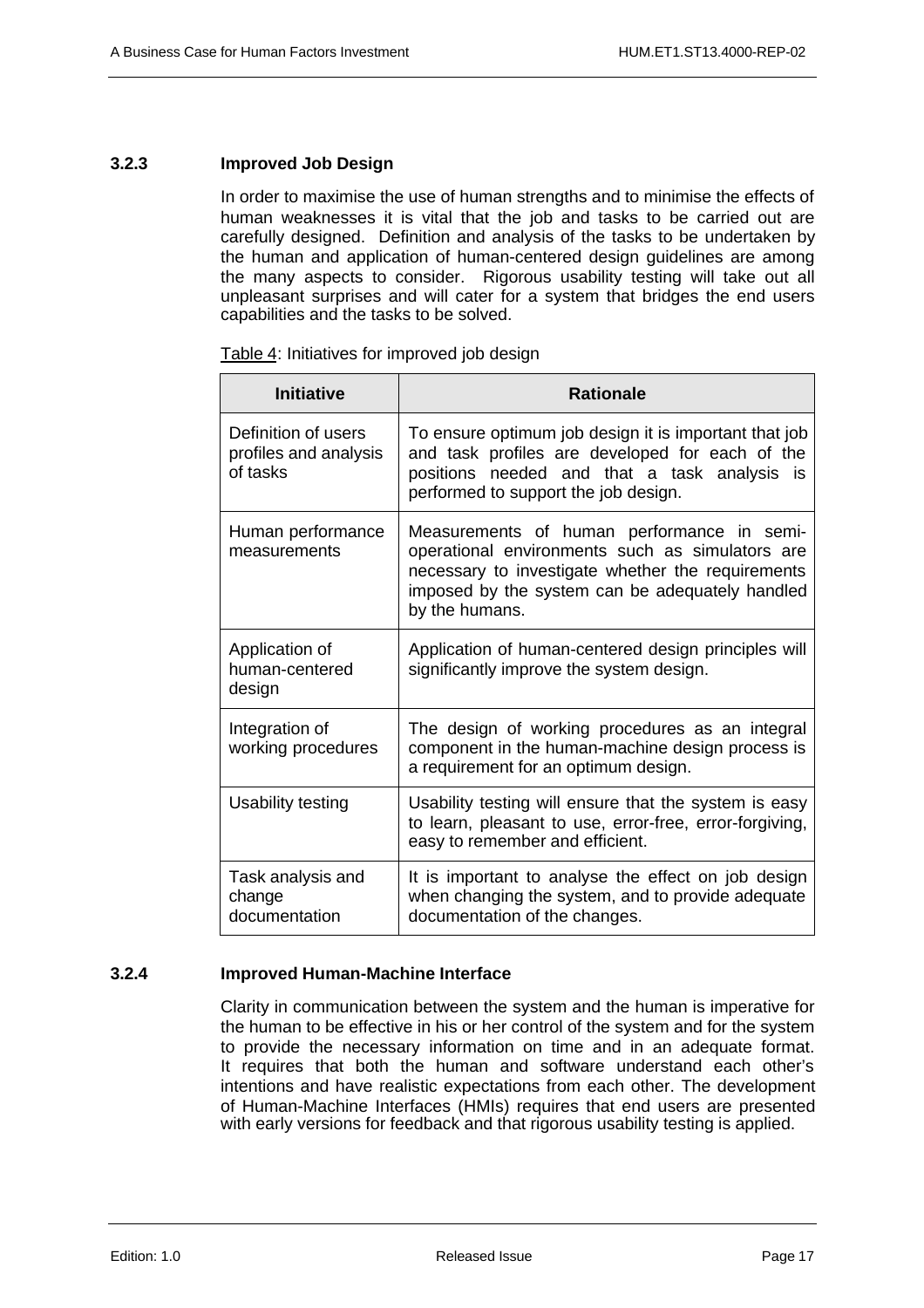### 3.2.3 Improved Job Design

In order to maximise the use of human strengths and to minimise the effects of human weaknesses it is vital that the job and tasks to be carried out are carefully designed. Definition and analysis of the tasks to be undertaken by the human and application of human-centered design guidelines are among the many aspects to consider. Rigorous usability testing will take out all unpleasant surprises and will cater for a system that bridges the end users capabilities and the tasks to be solved.

Table 4: Initiatives for improved job design

| Initiative | Rationale |
| --- | --- |
| Definition of users profiles and analysis of tasks | To ensure optimum job design it is important that job and task profiles are developed for each of the positions needed and that a task analysis is performed to support the job design. |
| Human performance measurements | Measurements of human performance in semi-operational environments such as simulators are necessary to investigate whether the requirements imposed by the system can be adequately handled by the humans. |
| Application of human-centered design | Application of human-centered design principles will significantly improve the system design. |
| Integration of working procedures | The design of working procedures as an integral component in the human-machine design process is a requirement for an optimum design. |
| Usability testing | Usability testing will ensure that the system is easy to learn, pleasant to use, error-free, error-forgiving, easy to remember and efficient. |
| Task analysis and change documentation | It is important to analyse the effect on job design when changing the system, and to provide adequate documentation of the changes. |

### 3.2.4 Improved Human-Machine Interface

Clarity in communication between the system and the human is imperative for the human to be effective in his or her control of the system and for the system to provide the necessary information on time and in an adequate format. It requires that both the human and software understand each other's intentions and have realistic expectations from each other. The development of Human-Machine Interfaces (HMIs) requires that end users are presented with early versions for feedback and that rigorous usability testing is applied.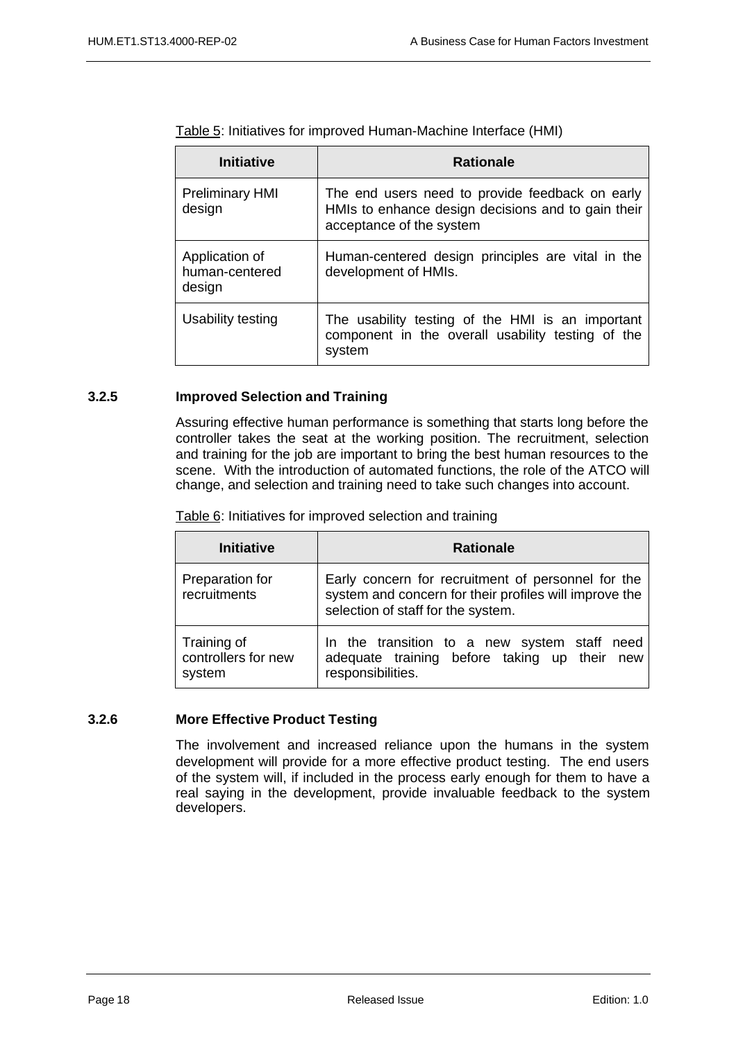Table 5: Initiatives for improved Human-Machine Interface (HMI)

| Initiative | Rationale |
|---|---|
| Preliminary HMI design | The end users need to provide feedback on early HMIs to enhance design decisions and to gain their acceptance of the system |
| Application of human-centered design | Human-centered design principles are vital in the development of HMIs. |
| Usability testing | The usability testing of the HMI is an important component in the overall usability testing of the system |

### 3.2.5 Improved Selection and Training

Assuring effective human performance is something that starts long before the controller takes the seat at the working position. The recruitment, selection and training for the job are important to bring the best human resources to the scene. With the introduction of automated functions, the role of the ATCO will change, and selection and training need to take such changes into account.

Table 6: Initiatives for improved selection and training

| Initiative | Rationale |
|---|---|
| Preparation for recruitments | Early concern for recruitment of personnel for the system and concern for their profiles will improve the selection of staff for the system. |
| Training of controllers for new system | In the transition to a new system staff need adequate training before taking up their new responsibilities. |

### 3.2.6 More Effective Product Testing

The involvement and increased reliance upon the humans in the system development will provide for a more effective product testing. The end users of the system will, if included in the process early enough for them to have a real saying in the development, provide invaluable feedback to the system developers.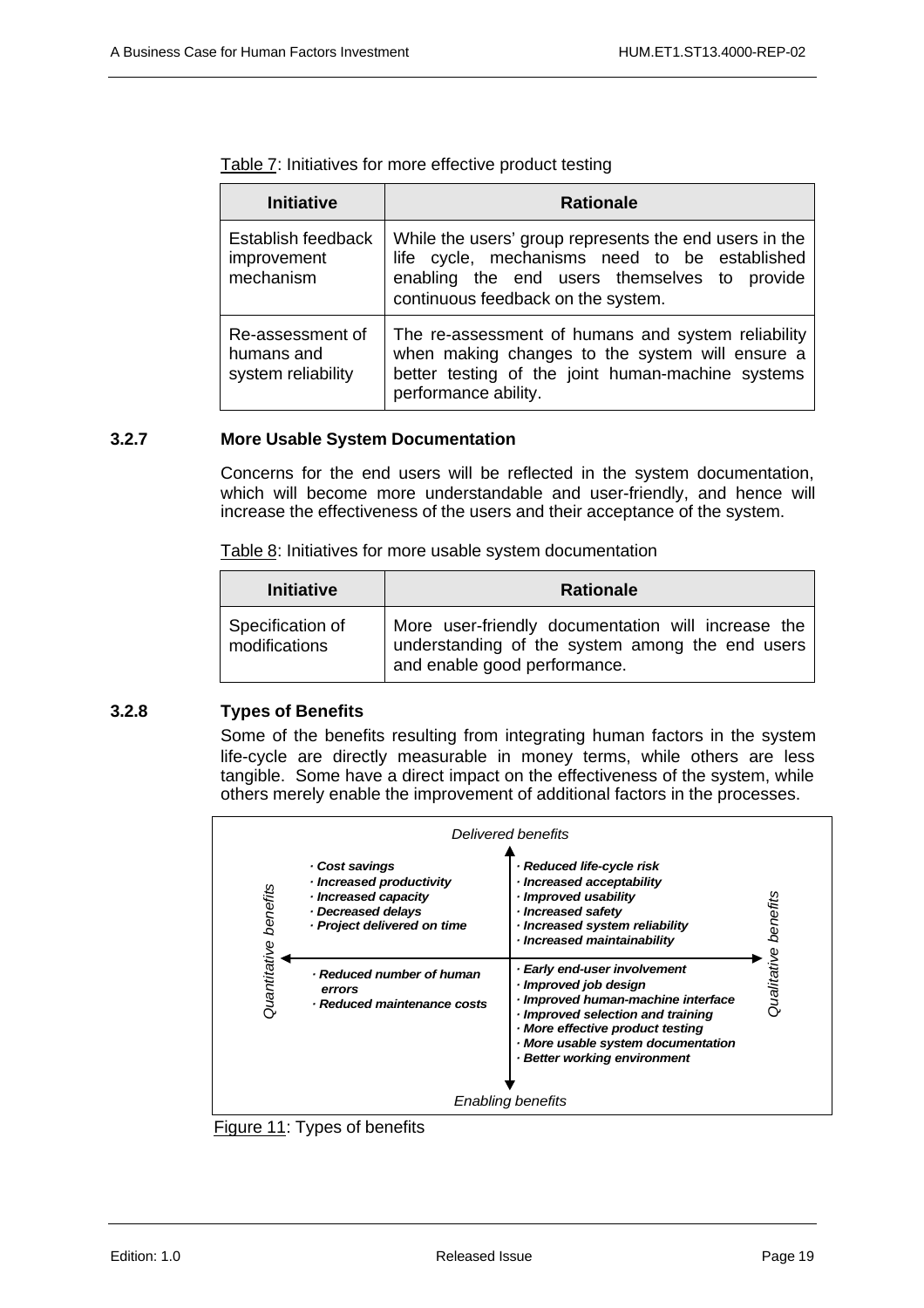Table 7: Initiatives for more effective product testing

| Initiative | Rationale |
|---|---|
| Establish feedback improvement mechanism | While the users' group represents the end users in the life cycle, mechanisms need to be established enabling the end users themselves to provide continuous feedback on the system. |
| Re-assessment of humans and system reliability | The re-assessment of humans and system reliability when making changes to the system will ensure a better testing of the joint human-machine systems performance ability. |

### 3.2.7 More Usable System Documentation

Concerns for the end users will be reflected in the system documentation, which will become more understandable and user-friendly, and hence will increase the effectiveness of the users and their acceptance of the system.

Table 8: Initiatives for more usable system documentation

| Initiative | Rationale |
|---|---|
| Specification of modifications | More user-friendly documentation will increase the understanding of the system among the end users and enable good performance. |

### 3.2.8 Types of Benefits

Some of the benefits resulting from integrating human factors in the system life-cycle are directly measurable in money terms, while others are less tangible. Some have a direct impact on the effectiveness of the system, while others merely enable the improvement of additional factors in the processes.

*Delivered benefits*

*Quantitative benefits*

*Qualitative benefits*

*Enabling benefits*

- *Cost savings*
- *Increased productivity*
- *Increased capacity*
- *Decreased delays*
- *Project delivered on time*

- *Reduced life-cycle risk*
- *Increased acceptability*
- *Improved usability*
- *Increased safety*
- *Increased system reliability*
- *Increased maintainability*

- *Reduced number of human errors*
- *Reduced maintenance costs*

- *Early end-user involvement*
- *Improved job design*
- *Improved human-machine interface*
- *Improved selection and training*
- *More effective product testing*
- *More usable system documentation*
- *Better working environment*

Figure 11: Types of benefits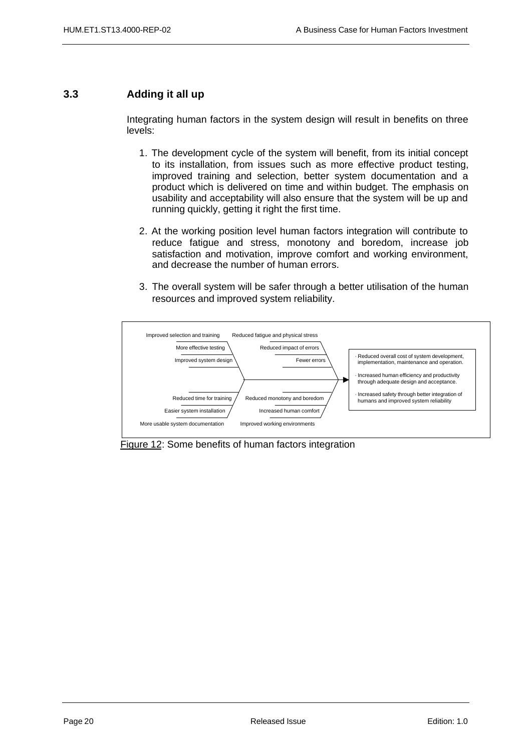## 3.3 Adding it all up

Integrating human factors in the system design will result in benefits on three levels:

1. The development cycle of the system will benefit, from its initial concept to its installation, from issues such as more effective product testing, improved training and selection, better system documentation and a product which is delivered on time and within budget. The emphasis on usability and acceptability will also ensure that the system will be up and running quickly, getting it right the first time.

2. At the working position level human factors integration will contribute to reduce fatigue and stress, monotony and boredom, increase job satisfaction and motivation, improve comfort and working environment, and decrease the number of human errors.

3. The overall system will be safer through a better utilisation of the human resources and improved system reliability.

Improved selection and training
More effective testing
Improved system design
Reduced fatigue and physical stress
Reduced impact of errors
Fewer errors
Reduced time for training
Easier system installation
More usable system documentation
Reduced monotony and boredom
Increased human comfort
Improved working environments

- Reduced overall cost of system development, implementation, maintenance and operation.
- Increased human efficiency and productivity through adequate design and acceptance.
- Increased safety through better integration of humans and improved system reliability

Figure 12: Some benefits of human factors integration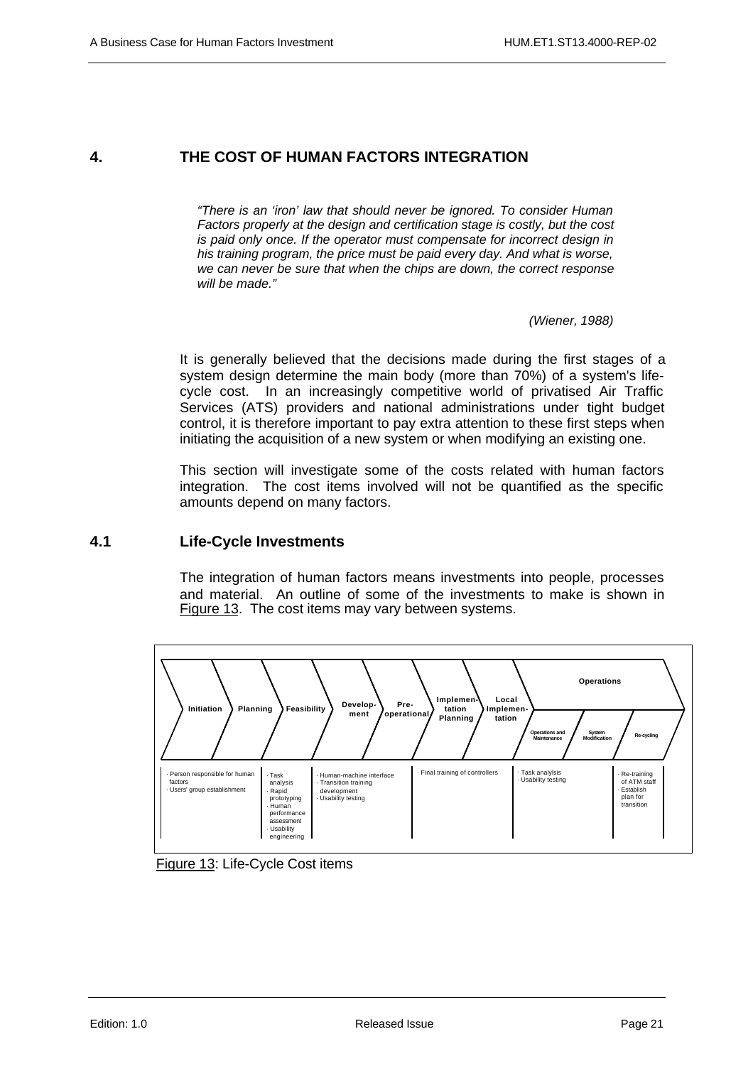# 4. THE COST OF HUMAN FACTORS INTEGRATION

> *"There is an 'iron' law that should never be ignored. To consider Human Factors properly at the design and certification stage is costly, but the cost is paid only once. If the operator must compensate for incorrect design in his training program, the price must be paid every day. And what is worse, we can never be sure that when the chips are down, the correct response will be made."*
>
> *(Wiener, 1988)*

It is generally believed that the decisions made during the first stages of a system design determine the main body (more than 70%) of a system's life-cycle cost. In an increasingly competitive world of privatised Air Traffic Services (ATS) providers and national administrations under tight budget control, it is therefore important to pay extra attention to these first steps when initiating the acquisition of a new system or when modifying an existing one.

This section will investigate some of the costs related with human factors integration. The cost items involved will not be quantified as the specific amounts depend on many factors.

## 4.1 Life-Cycle Investments

The integration of human factors means investments into people, processes and material. An outline of some of the investments to make is shown in Figure 13. The cost items may vary between systems.

| Initiation / Planning | Feasibility | Development / Pre-operational | Implementation Planning / Local Implementation | Operations: Operations and Maintenance / System Modification | Operations: Re-cycling |
|---|---|---|---|---|---|
| · Person responsible for human factors<br>· Users' group establishment | · Task analysis<br>· Rapid prototyping<br>· Human performance assessment<br>· Usability engineering | · Human-machine interface<br>· Transition training development<br>· Usability testing | · Final training of controllers | · Task analylsis<br>· Usability testing | · Re-training of ATM staff<br>· Establish plan for transition |

Figure 13: Life-Cycle Cost items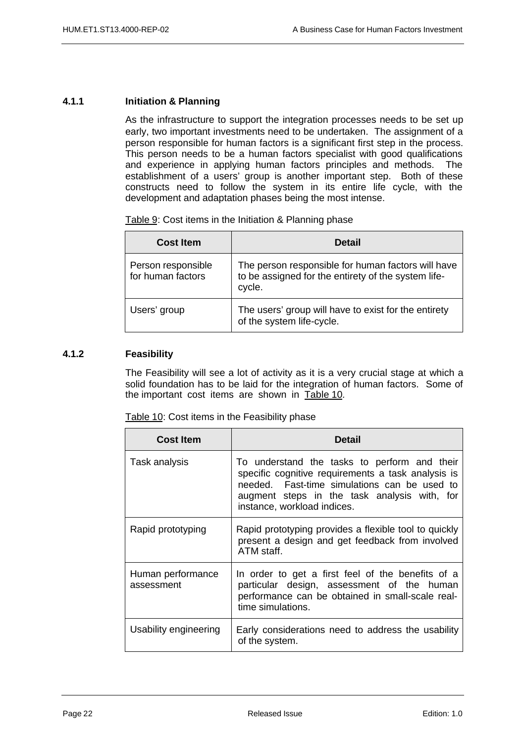### 4.1.1 Initiation & Planning

As the infrastructure to support the integration processes needs to be set up early, two important investments need to be undertaken. The assignment of a person responsible for human factors is a significant first step in the process. This person needs to be a human factors specialist with good qualifications and experience in applying human factors principles and methods. The establishment of a users' group is another important step. Both of these constructs need to follow the system in its entire life cycle, with the development and adaptation phases being the most intense.

Table 9: Cost items in the Initiation & Planning phase

| Cost Item | Detail |
|---|---|
| Person responsible for human factors | The person responsible for human factors will have to be assigned for the entirety of the system life-cycle. |
| Users' group | The users' group will have to exist for the entirety of the system life-cycle. |

### 4.1.2 Feasibility

The Feasibility will see a lot of activity as it is a very crucial stage at which a solid foundation has to be laid for the integration of human factors. Some of the important cost items are shown in Table 10.

Table 10: Cost items in the Feasibility phase

| Cost Item | Detail |
|---|---|
| Task analysis | To understand the tasks to perform and their specific cognitive requirements a task analysis is needed. Fast-time simulations can be used to augment steps in the task analysis with, for instance, workload indices. |
| Rapid prototyping | Rapid prototyping provides a flexible tool to quickly present a design and get feedback from involved ATM staff. |
| Human performance assessment | In order to get a first feel of the benefits of a particular design, assessment of the human performance can be obtained in small-scale real-time simulations. |
| Usability engineering | Early considerations need to address the usability of the system. |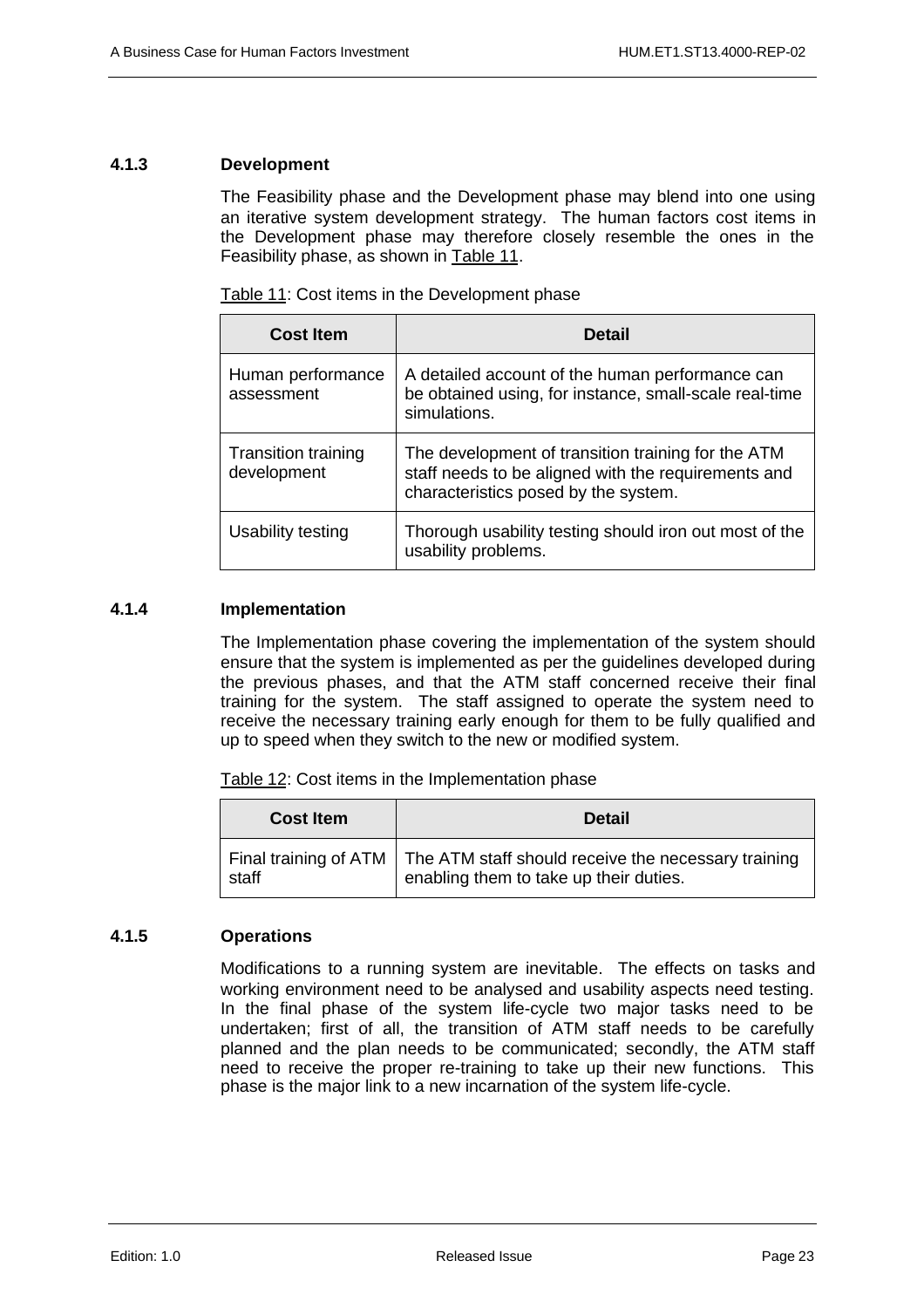### 4.1.3 Development

The Feasibility phase and the Development phase may blend into one using an iterative system development strategy. The human factors cost items in the Development phase may therefore closely resemble the ones in the Feasibility phase, as shown in Table 11.

Table 11: Cost items in the Development phase

| Cost Item | Detail |
|---|---|
| Human performance assessment | A detailed account of the human performance can be obtained using, for instance, small-scale real-time simulations. |
| Transition training development | The development of transition training for the ATM staff needs to be aligned with the requirements and characteristics posed by the system. |
| Usability testing | Thorough usability testing should iron out most of the usability problems. |

### 4.1.4 Implementation

The Implementation phase covering the implementation of the system should ensure that the system is implemented as per the guidelines developed during the previous phases, and that the ATM staff concerned receive their final training for the system. The staff assigned to operate the system need to receive the necessary training early enough for them to be fully qualified and up to speed when they switch to the new or modified system.

Table 12: Cost items in the Implementation phase

| Cost Item | Detail |
|---|---|
| Final training of ATM staff | The ATM staff should receive the necessary training enabling them to take up their duties. |

### 4.1.5 Operations

Modifications to a running system are inevitable. The effects on tasks and working environment need to be analysed and usability aspects need testing. In the final phase of the system life-cycle two major tasks need to be undertaken; first of all, the transition of ATM staff needs to be carefully planned and the plan needs to be communicated; secondly, the ATM staff need to receive the proper re-training to take up their new functions. This phase is the major link to a new incarnation of the system life-cycle.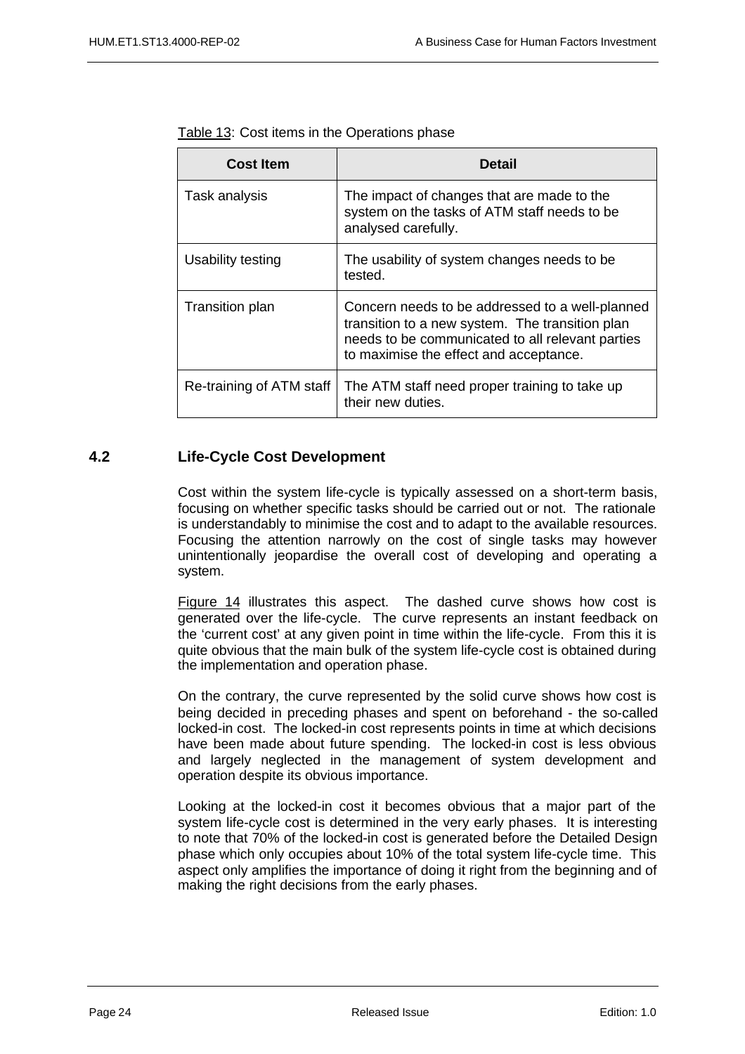Table 13: Cost items in the Operations phase

| Cost Item | Detail |
|---|---|
| Task analysis | The impact of changes that are made to the system on the tasks of ATM staff needs to be analysed carefully. |
| Usability testing | The usability of system changes needs to be tested. |
| Transition plan | Concern needs to be addressed to a well-planned transition to a new system. The transition plan needs to be communicated to all relevant parties to maximise the effect and acceptance. |
| Re-training of ATM staff | The ATM staff need proper training to take up their new duties. |

## 4.2 Life-Cycle Cost Development

Cost within the system life-cycle is typically assessed on a short-term basis, focusing on whether specific tasks should be carried out or not. The rationale is understandably to minimise the cost and to adapt to the available resources. Focusing the attention narrowly on the cost of single tasks may however unintentionally jeopardise the overall cost of developing and operating a system.

Figure 14 illustrates this aspect. The dashed curve shows how cost is generated over the life-cycle. The curve represents an instant feedback on the 'current cost' at any given point in time within the life-cycle. From this it is quite obvious that the main bulk of the system life-cycle cost is obtained during the implementation and operation phase.

On the contrary, the curve represented by the solid curve shows how cost is being decided in preceding phases and spent on beforehand - the so-called locked-in cost. The locked-in cost represents points in time at which decisions have been made about future spending. The locked-in cost is less obvious and largely neglected in the management of system development and operation despite its obvious importance.

Looking at the locked-in cost it becomes obvious that a major part of the system life-cycle cost is determined in the very early phases. It is interesting to note that 70% of the locked-in cost is generated before the Detailed Design phase which only occupies about 10% of the total system life-cycle time. This aspect only amplifies the importance of doing it right from the beginning and of making the right decisions from the early phases.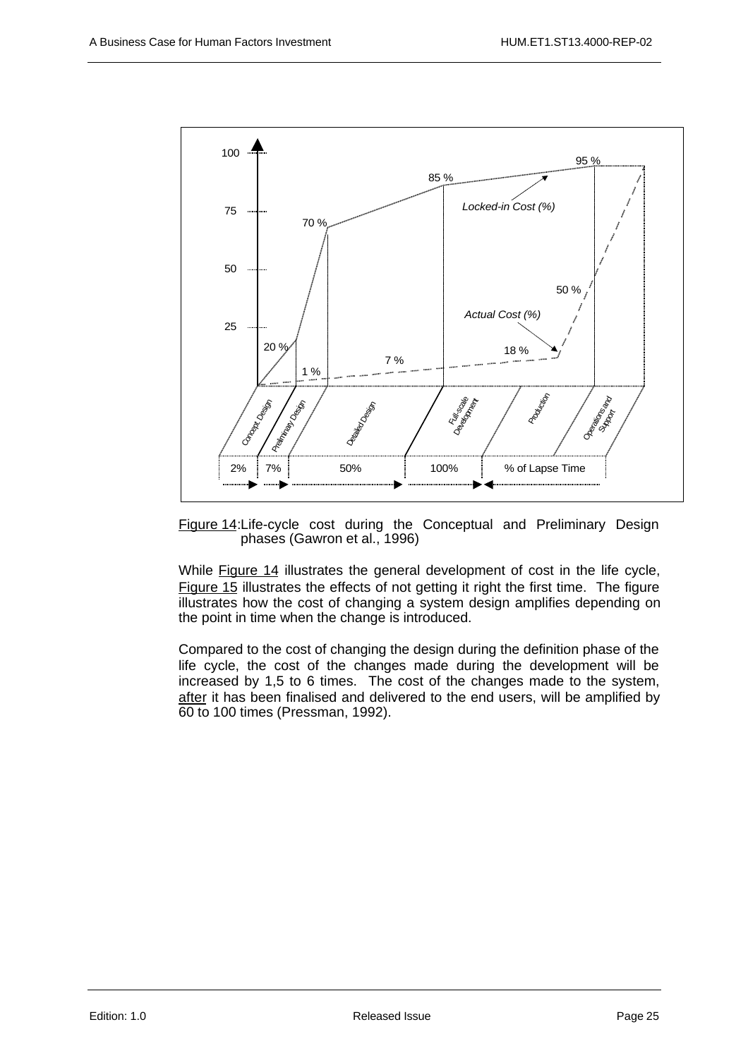100

75

50

25

95 %

85 %

70 %

20 %

1 %

7 %

18 %

50 %

Locked-in Cost (%)

Actual Cost (%)

Concept Design

Preliminary Design

Detailed Design

Full-scale Development

Production

Operations and Support

2% 7% 50% 100% % of Lapse Time

Figure 14:Life-cycle cost during the Conceptual and Preliminary Design phases (Gawron et al., 1996)

While Figure 14 illustrates the general development of cost in the life cycle, Figure 15 illustrates the effects of not getting it right the first time. The figure illustrates how the cost of changing a system design amplifies depending on the point in time when the change is introduced.

Compared to the cost of changing the design during the definition phase of the life cycle, the cost of the changes made during the development will be increased by 1,5 to 6 times. The cost of the changes made to the system, after it has been finalised and delivered to the end users, will be amplified by 60 to 100 times (Pressman, 1992).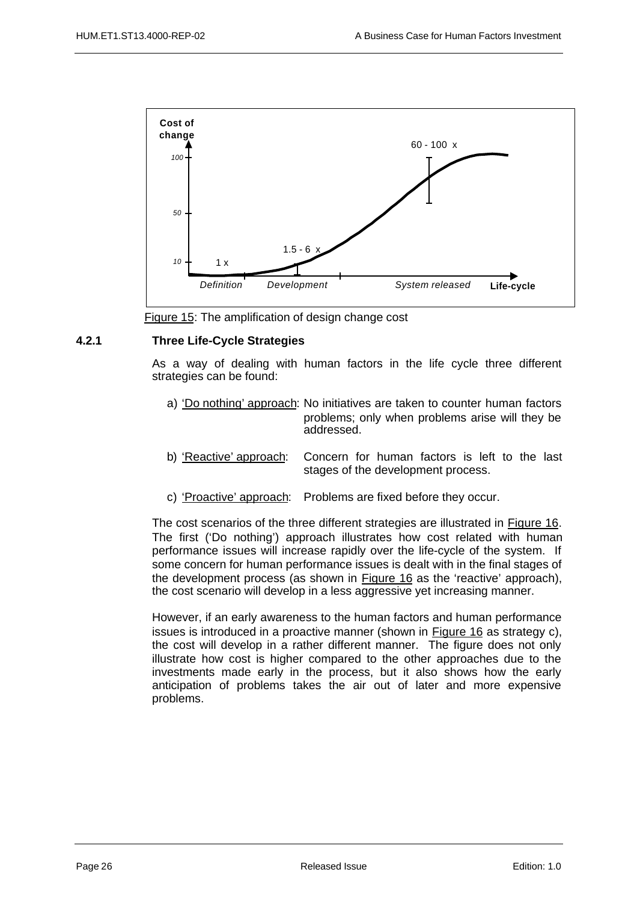Cost of change

100

50

10

1 x

1.5 - 6 x

60 - 100 x

Definition

Development

System released

Life-cycle

Figure 15: The amplification of design change cost

### 4.2.1 Three Life-Cycle Strategies

As a way of dealing with human factors in the life cycle three different strategies can be found:

a) 'Do nothing' approach: No initiatives are taken to counter human factors problems; only when problems arise will they be addressed.

b) 'Reactive' approach: Concern for human factors is left to the last stages of the development process.

c) 'Proactive' approach: Problems are fixed before they occur.

The cost scenarios of the three different strategies are illustrated in Figure 16. The first ('Do nothing') approach illustrates how cost related with human performance issues will increase rapidly over the life-cycle of the system. If some concern for human performance issues is dealt with in the final stages of the development process (as shown in Figure 16 as the 'reactive' approach), the cost scenario will develop in a less aggressive yet increasing manner.

However, if an early awareness to the human factors and human performance issues is introduced in a proactive manner (shown in Figure 16 as strategy c), the cost will develop in a rather different manner. The figure does not only illustrate how cost is higher compared to the other approaches due to the investments made early in the process, but it also shows how the early anticipation of problems takes the air out of later and more expensive problems.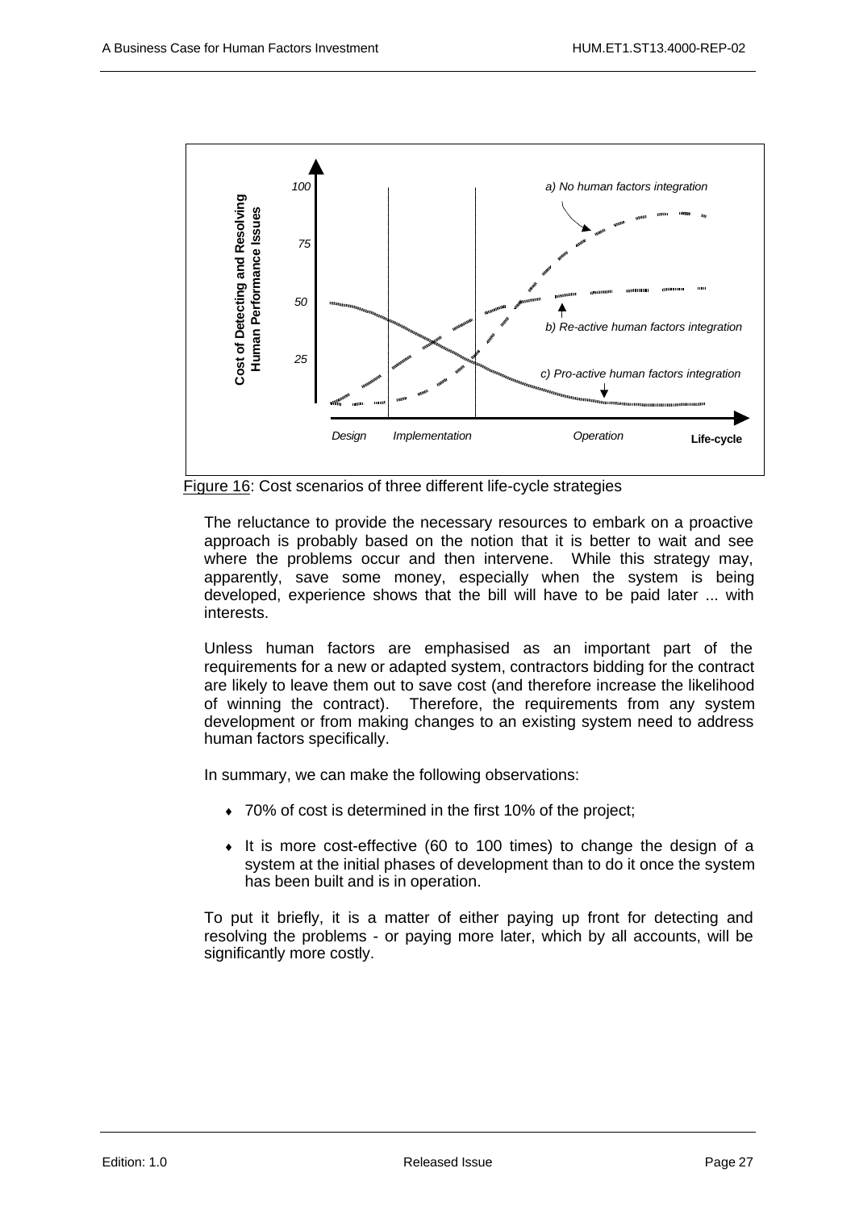100

75

50

25

Cost of Detecting and Resolving Human Performance Issues

a) No human factors integration

b) Re-active human factors integration

c) Pro-active human factors integration

Design

Implementation

Operation

Life-cycle

Figure 16: Cost scenarios of three different life-cycle strategies

The reluctance to provide the necessary resources to embark on a proactive approach is probably based on the notion that it is better to wait and see where the problems occur and then intervene. While this strategy may, apparently, save some money, especially when the system is being developed, experience shows that the bill will have to be paid later ... with interests.

Unless human factors are emphasised as an important part of the requirements for a new or adapted system, contractors bidding for the contract are likely to leave them out to save cost (and therefore increase the likelihood of winning the contract). Therefore, the requirements from any system development or from making changes to an existing system need to address human factors specifically.

In summary, we can make the following observations:

- 70% of cost is determined in the first 10% of the project;
- It is more cost-effective (60 to 100 times) to change the design of a system at the initial phases of development than to do it once the system has been built and is in operation.

To put it briefly, it is a matter of either paying up front for detecting and resolving the problems - or paying more later, which by all accounts, will be significantly more costly.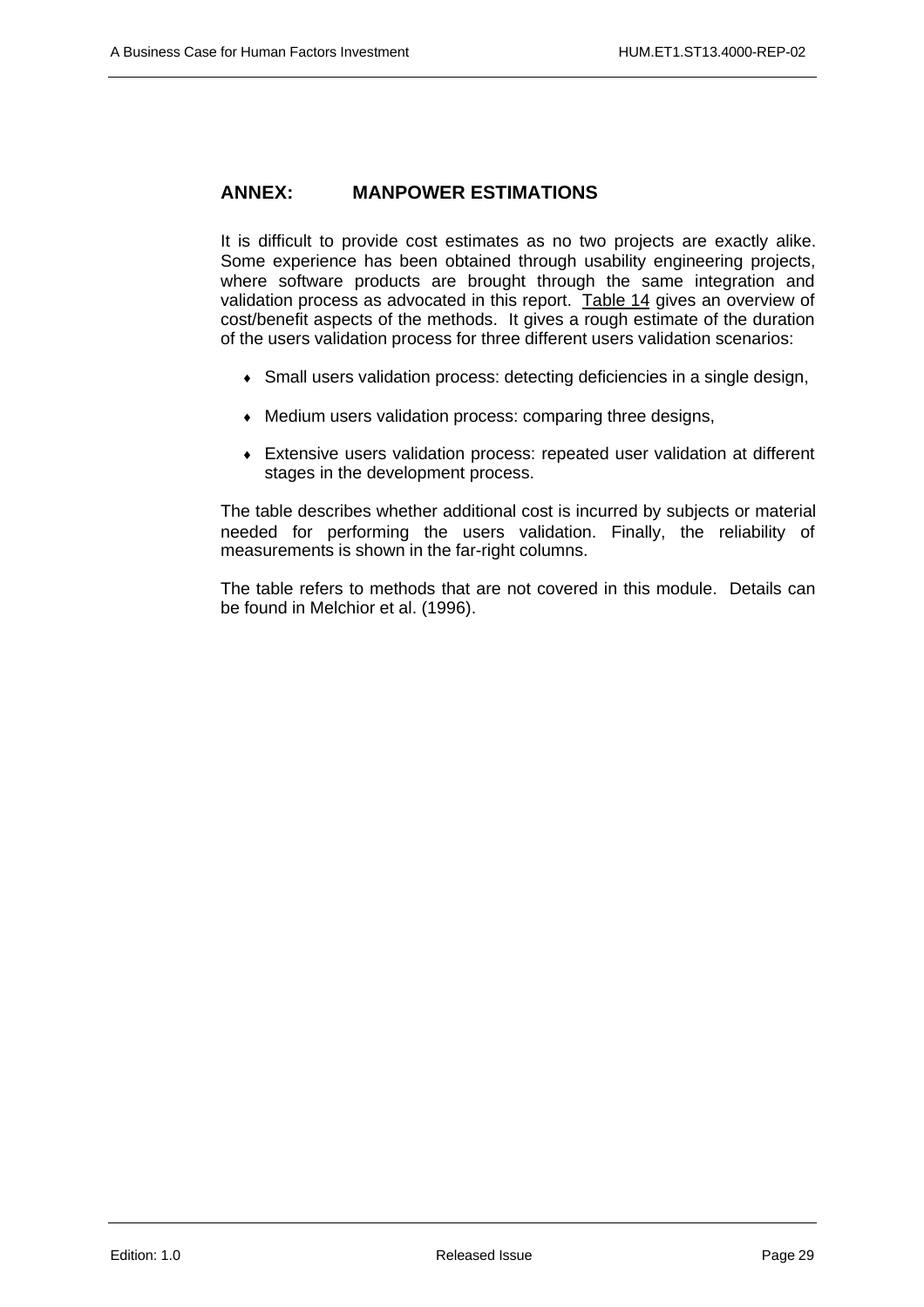## ANNEX: MANPOWER ESTIMATIONS

It is difficult to provide cost estimates as no two projects are exactly alike. Some experience has been obtained through usability engineering projects, where software products are brought through the same integration and validation process as advocated in this report. Table 14 gives an overview of cost/benefit aspects of the methods. It gives a rough estimate of the duration of the users validation process for three different users validation scenarios:

- Small users validation process: detecting deficiencies in a single design,
- Medium users validation process: comparing three designs,
- Extensive users validation process: repeated user validation at different stages in the development process.

The table describes whether additional cost is incurred by subjects or material needed for performing the users validation. Finally, the reliability of measurements is shown in the far-right columns.

The table refers to methods that are not covered in this module. Details can be found in Melchior et al. (1996).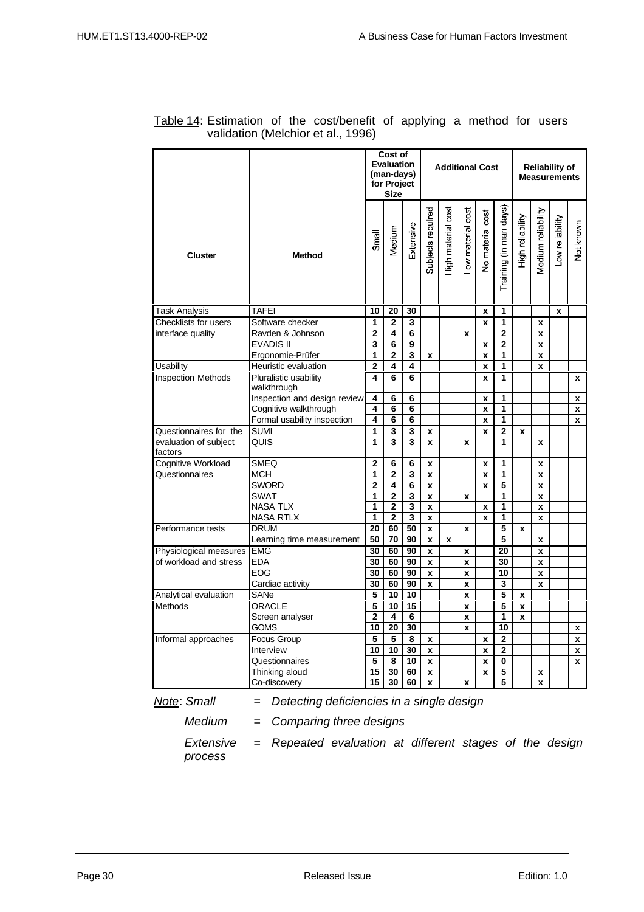Table 14: Estimation of the cost/benefit of applying a method for users validation (Melchior et al., 1996)

| Cluster | Method | Cost of Evaluation (man-days) for Project Size | | | Additional Cost | | | | | Reliability of Measurements | | | |
|---|---|---|---|---|---|---|---|---|---|---|---|---|---|
| | | Small | Medium | Extensive | Subjects required | High material cost | Low material cost | No material cost | Training (in man-days) | High reliability | Medium reliability | Low reliability | Not known |
| Task Analysis | TAFEI | 10 | 20 | 30 | | | | x | 1 | | | x | |
| Checklists for users interface quality | Software checker | 1 | 2 | 3 | | | | x | 1 | | x | | |
| | Ravden & Johnson | 2 | 4 | 6 | | | x | | 2 | | x | | |
| | EVADIS II | 3 | 6 | 9 | | | | x | 2 | | x | | |
| | Ergonomie-Prüfer | 1 | 2 | 3 | x | | | x | 1 | | x | | |
| Usability Inspection Methods | Heuristic evaluation | 2 | 4 | 4 | | | | x | 1 | | x | | |
| | Pluralistic usability walkthrough | 4 | 6 | 6 | | | | x | 1 | | | | x |
| | Inspection and design review | 4 | 6 | 6 | | | | x | 1 | | | | x |
| | Cognitive walkthrough | 4 | 6 | 6 | | | | x | 1 | | | | x |
| | Formal usability inspection | 4 | 6 | 6 | | | | x | 1 | | | | x |
| Questionnaires for the evaluation of subject factors | SUMI | 1 | 3 | 3 | x | | | x | 2 | x | | | |
| | QUIS | 1 | 3 | 3 | x | | x | | 1 | | x | | |
| Cognitive Workload Questionnaires | SMEQ | 2 | 6 | 6 | x | | | x | 1 | | x | | |
| | MCH | 1 | 2 | 3 | x | | | x | 1 | | x | | |
| | SWORD | 2 | 4 | 6 | x | | | x | 5 | | x | | |
| | SWAT | 1 | 2 | 3 | x | | x | | 1 | | x | | |
| | NASA TLX | 1 | 2 | 3 | x | | | x | 1 | | x | | |
| | NASA RTLX | 1 | 2 | 3 | x | | | x | 1 | | x | | |
| Performance tests | DRUM | 20 | 60 | 50 | x | | x | | 5 | x | | | |
| | Learning time measurement | 50 | 70 | 90 | x | x | | | 5 | | x | | |
| Physiological measures of workload and stress | EMG | 30 | 60 | 90 | x | | x | | 20 | | x | | |
| | EDA | 30 | 60 | 90 | x | | x | | 30 | | x | | |
| | EOG | 30 | 60 | 90 | x | | x | | 10 | | x | | |
| | Cardiac activity | 30 | 60 | 90 | x | | x | | 3 | | x | | |
| Analytical evaluation Methods | SANe | 5 | 10 | 10 | | | x | | 5 | x | | | |
| | ORACLE | 5 | 10 | 15 | | | x | | 5 | x | | | |
| | Screen analyser | 2 | 4 | 6 | | | x | | 1 | x | | | |
| | GOMS | 10 | 20 | 30 | | | x | | 10 | | | | x |
| Informal approaches | Focus Group | 5 | 5 | 8 | x | | | x | 2 | | | | x |
| | Interview | 10 | 10 | 30 | x | | | x | 2 | | | | x |
| | Questionnaires | 5 | 8 | 10 | x | | | x | 0 | | | | x |
| | Thinking aloud | 15 | 30 | 60 | x | | | x | 5 | | x | | |
| | Co-discovery | 15 | 30 | 60 | x | | x | | 5 | | x | | |

*Note: Small = Detecting deficiencies in a single design*

*Medium = Comparing three designs*

*Extensive = Repeated evaluation at different stages of the design process*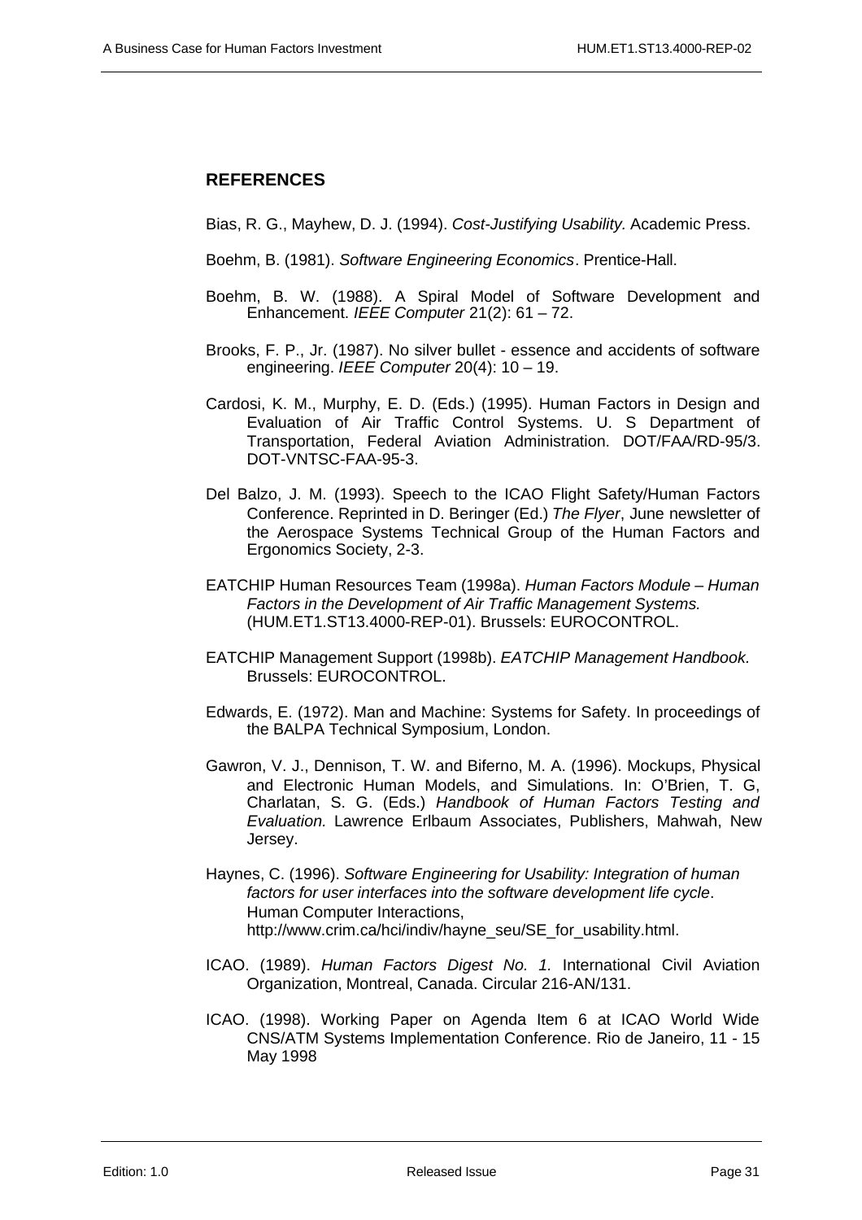## REFERENCES

Bias, R. G., Mayhew, D. J. (1994). *Cost-Justifying Usability.* Academic Press.

Boehm, B. (1981). *Software Engineering Economics*. Prentice-Hall.

Boehm, B. W. (1988). A Spiral Model of Software Development and Enhancement. *IEEE Computer* 21(2): 61 – 72.

Brooks, F. P., Jr. (1987). No silver bullet - essence and accidents of software engineering. *IEEE Computer* 20(4): 10 – 19.

Cardosi, K. M., Murphy, E. D. (Eds.) (1995). Human Factors in Design and Evaluation of Air Traffic Control Systems. U. S Department of Transportation, Federal Aviation Administration. DOT/FAA/RD-95/3. DOT-VNTSC-FAA-95-3.

Del Balzo, J. M. (1993). Speech to the ICAO Flight Safety/Human Factors Conference. Reprinted in D. Beringer (Ed.) *The Flyer*, June newsletter of the Aerospace Systems Technical Group of the Human Factors and Ergonomics Society, 2-3.

EATCHIP Human Resources Team (1998a). *Human Factors Module – Human Factors in the Development of Air Traffic Management Systems.* (HUM.ET1.ST13.4000-REP-01). Brussels: EUROCONTROL.

EATCHIP Management Support (1998b). *EATCHIP Management Handbook.* Brussels: EUROCONTROL.

Edwards, E. (1972). Man and Machine: Systems for Safety. In proceedings of the BALPA Technical Symposium, London.

Gawron, V. J., Dennison, T. W. and Biferno, M. A. (1996). Mockups, Physical and Electronic Human Models, and Simulations. In: O'Brien, T. G, Charlatan, S. G. (Eds.) *Handbook of Human Factors Testing and Evaluation.* Lawrence Erlbaum Associates, Publishers, Mahwah, New Jersey.

Haynes, C. (1996). *Software Engineering for Usability: Integration of human factors for user interfaces into the software development life cycle*. Human Computer Interactions, http://www.crim.ca/hci/indiv/hayne_seu/SE_for_usability.html.

ICAO. (1989). *Human Factors Digest No. 1.* International Civil Aviation Organization, Montreal, Canada. Circular 216-AN/131.

ICAO. (1998). Working Paper on Agenda Item 6 at ICAO World Wide CNS/ATM Systems Implementation Conference. Rio de Janeiro, 11 - 15 May 1998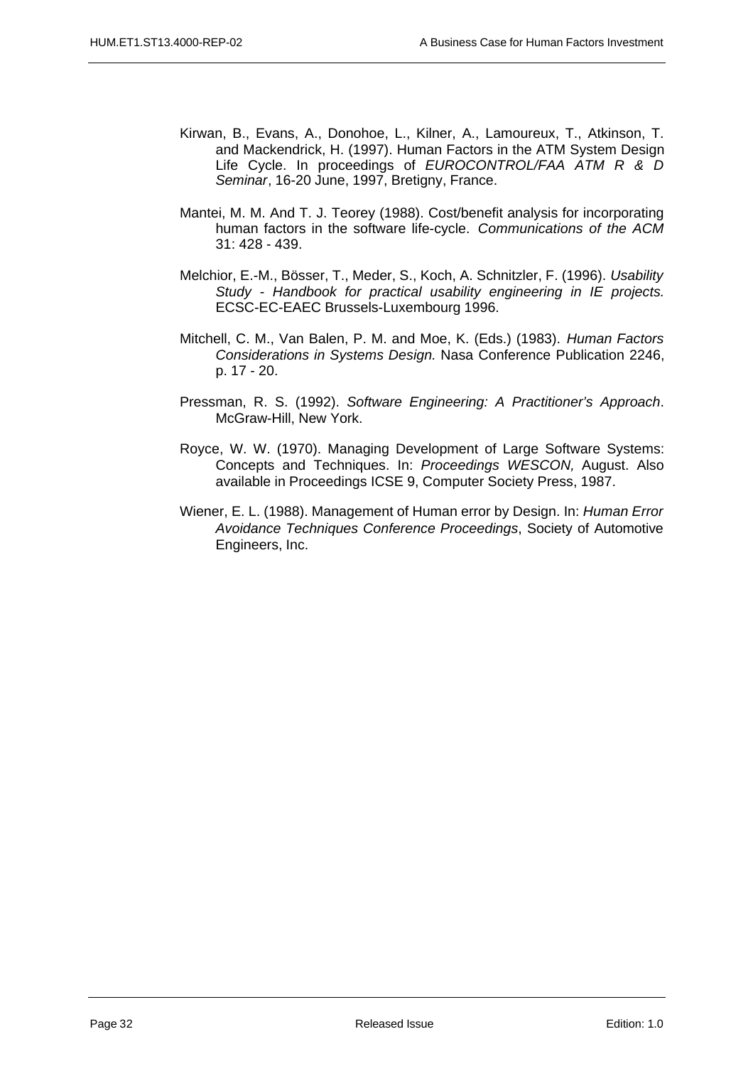Kirwan, B., Evans, A., Donohoe, L., Kilner, A., Lamoureux, T., Atkinson, T. and Mackendrick, H. (1997). Human Factors in the ATM System Design Life Cycle. In proceedings of *EUROCONTROL/FAA ATM R & D Seminar*, 16-20 June, 1997, Bretigny, France.

Mantei, M. M. And T. J. Teorey (1988). Cost/benefit analysis for incorporating human factors in the software life-cycle. *Communications of the ACM* 31: 428 - 439.

Melchior, E.-M., Bösser, T., Meder, S., Koch, A. Schnitzler, F. (1996). *Usability Study - Handbook for practical usability engineering in IE projects.* ECSC-EC-EAEC Brussels-Luxembourg 1996.

Mitchell, C. M., Van Balen, P. M. and Moe, K. (Eds.) (1983). *Human Factors Considerations in Systems Design.* Nasa Conference Publication 2246, p. 17 - 20.

Pressman, R. S. (1992). *Software Engineering: A Practitioner's Approach*. McGraw-Hill, New York.

Royce, W. W. (1970). Managing Development of Large Software Systems: Concepts and Techniques. In: *Proceedings WESCON,* August. Also available in Proceedings ICSE 9, Computer Society Press, 1987.

Wiener, E. L. (1988). Management of Human error by Design. In: *Human Error Avoidance Techniques Conference Proceedings*, Society of Automotive Engineers, Inc.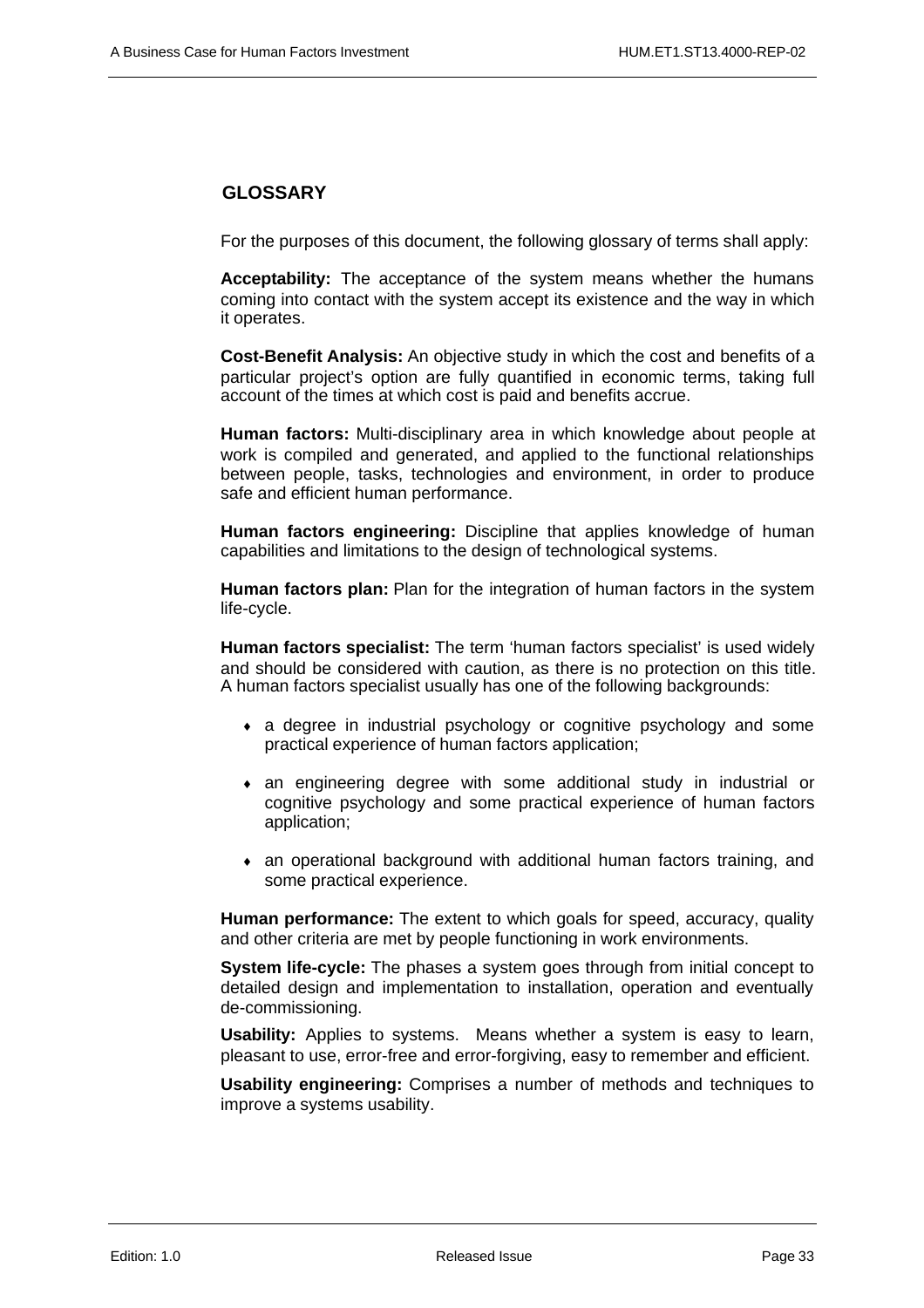## GLOSSARY

For the purposes of this document, the following glossary of terms shall apply:

**Acceptability:** The acceptance of the system means whether the humans coming into contact with the system accept its existence and the way in which it operates.

**Cost-Benefit Analysis:** An objective study in which the cost and benefits of a particular project's option are fully quantified in economic terms, taking full account of the times at which cost is paid and benefits accrue.

**Human factors:** Multi-disciplinary area in which knowledge about people at work is compiled and generated, and applied to the functional relationships between people, tasks, technologies and environment, in order to produce safe and efficient human performance.

**Human factors engineering:** Discipline that applies knowledge of human capabilities and limitations to the design of technological systems.

**Human factors plan:** Plan for the integration of human factors in the system life-cycle.

**Human factors specialist:** The term 'human factors specialist' is used widely and should be considered with caution, as there is no protection on this title. A human factors specialist usually has one of the following backgrounds:

- a degree in industrial psychology or cognitive psychology and some practical experience of human factors application;
- an engineering degree with some additional study in industrial or cognitive psychology and some practical experience of human factors application;
- an operational background with additional human factors training, and some practical experience.

**Human performance:** The extent to which goals for speed, accuracy, quality and other criteria are met by people functioning in work environments.

**System life-cycle:** The phases a system goes through from initial concept to detailed design and implementation to installation, operation and eventually de-commissioning.

**Usability:** Applies to systems. Means whether a system is easy to learn, pleasant to use, error-free and error-forgiving, easy to remember and efficient.

**Usability engineering:** Comprises a number of methods and techniques to improve a systems usability.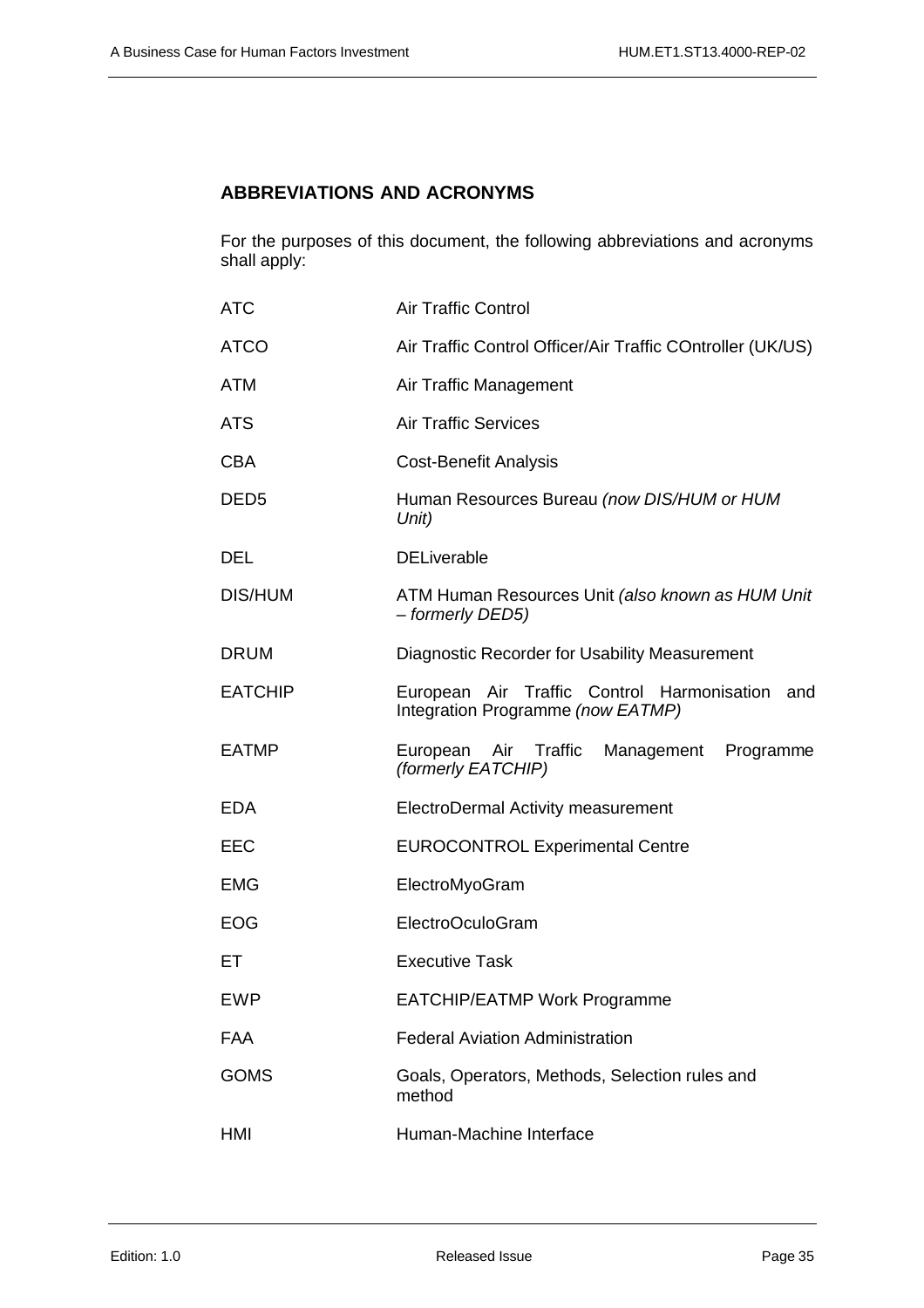## ABBREVIATIONS AND ACRONYMS

For the purposes of this document, the following abbreviations and acronyms shall apply:

| | |
|---|---|
| ATC | Air Traffic Control |
| ATCO | Air Traffic Control Officer/Air Traffic COntroller (UK/US) |
| ATM | Air Traffic Management |
| ATS | Air Traffic Services |
| CBA | Cost-Benefit Analysis |
| DED5 | Human Resources Bureau *(now DIS/HUM or HUM Unit)* |
| DEL | DELiverable |
| DIS/HUM | ATM Human Resources Unit *(also known as HUM Unit – formerly DED5)* |
| DRUM | Diagnostic Recorder for Usability Measurement |
| EATCHIP | European Air Traffic Control Harmonisation and Integration Programme *(now EATMP)* |
| EATMP | European Air Traffic Management Programme *(formerly EATCHIP)* |
| EDA | ElectroDermal Activity measurement |
| EEC | EUROCONTROL Experimental Centre |
| EMG | ElectroMyoGram |
| EOG | ElectroOculoGram |
| ET | Executive Task |
| EWP | EATCHIP/EATMP Work Programme |
| FAA | Federal Aviation Administration |
| GOMS | Goals, Operators, Methods, Selection rules and method |
| HMI | Human-Machine Interface |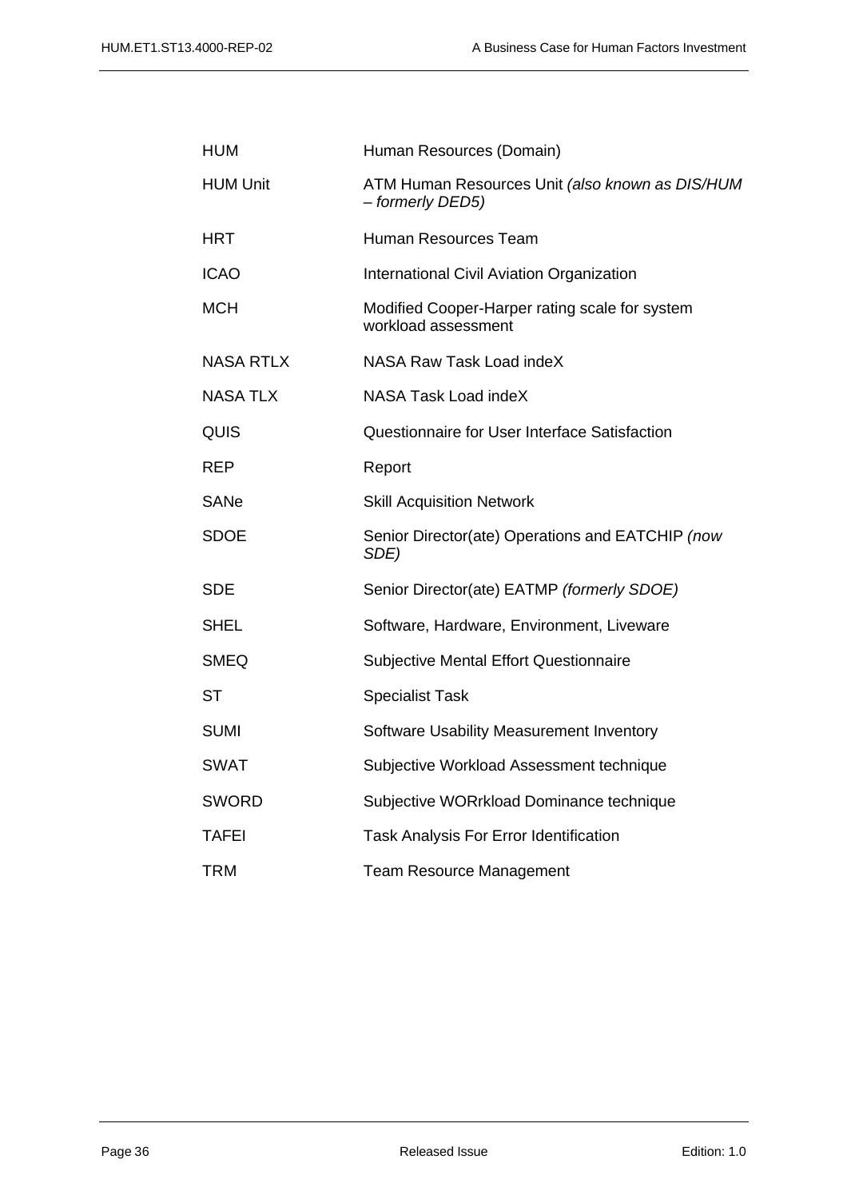| | |
|---|---|
| HUM | Human Resources (Domain) |
| HUM Unit | ATM Human Resources Unit *(also known as DIS/HUM – formerly DED5)* |
| HRT | Human Resources Team |
| ICAO | International Civil Aviation Organization |
| MCH | Modified Cooper-Harper rating scale for system workload assessment |
| NASA RTLX | NASA Raw Task Load indeX |
| NASA TLX | NASA Task Load indeX |
| QUIS | Questionnaire for User Interface Satisfaction |
| REP | Report |
| SANe | Skill Acquisition Network |
| SDOE | Senior Director(ate) Operations and EATCHIP *(now SDE)* |
| SDE | Senior Director(ate) EATMP *(formerly SDOE)* |
| SHEL | Software, Hardware, Environment, Liveware |
| SMEQ | Subjective Mental Effort Questionnaire |
| ST | Specialist Task |
| SUMI | Software Usability Measurement Inventory |
| SWAT | Subjective Workload Assessment technique |
| SWORD | Subjective WORrkload Dominance technique |
| TAFEI | Task Analysis For Error Identification |
| TRM | Team Resource Management |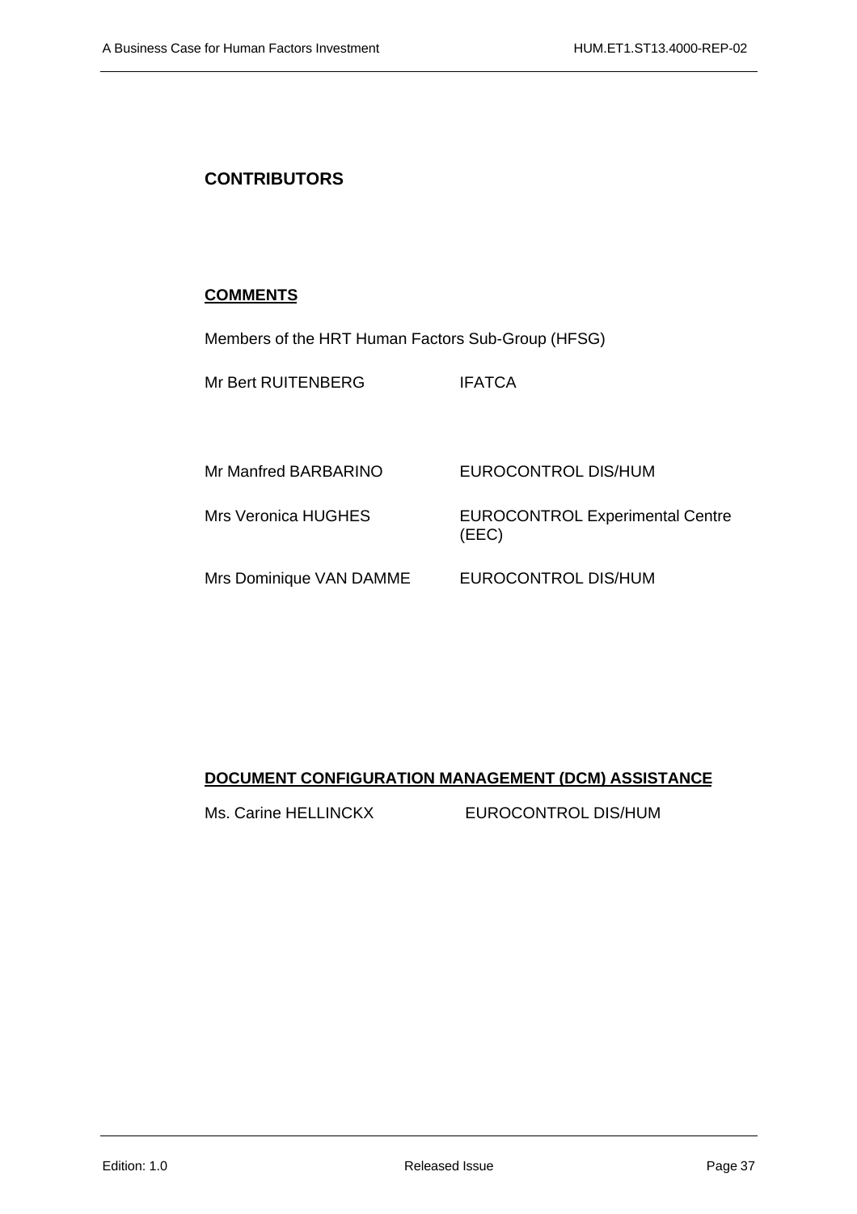## CONTRIBUTORS

### COMMENTS

Members of the HRT Human Factors Sub-Group (HFSG)

| | |
|---|---|
| Mr Bert RUITENBERG | IFATCA |
| | |
| Mr Manfred BARBARINO | EUROCONTROL DIS/HUM |
| Mrs Veronica HUGHES | EUROCONTROL Experimental Centre (EEC) |
| Mrs Dominique VAN DAMME | EUROCONTROL DIS/HUM |

### DOCUMENT CONFIGURATION MANAGEMENT (DCM) ASSISTANCE

| | |
|---|---|
| Ms. Carine HELLINCKX | EUROCONTROL DIS/HUM |